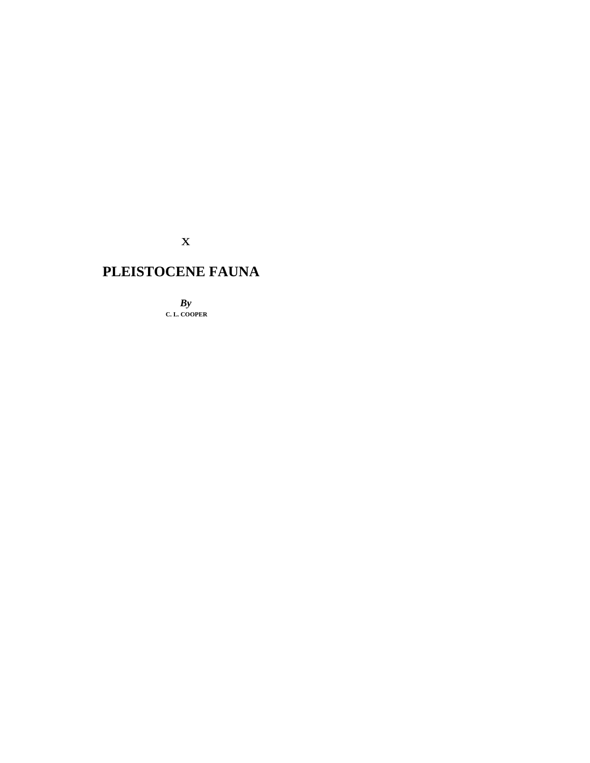X

# PLEISTOCENE FAUNA

***By***

**C. L. COOPER**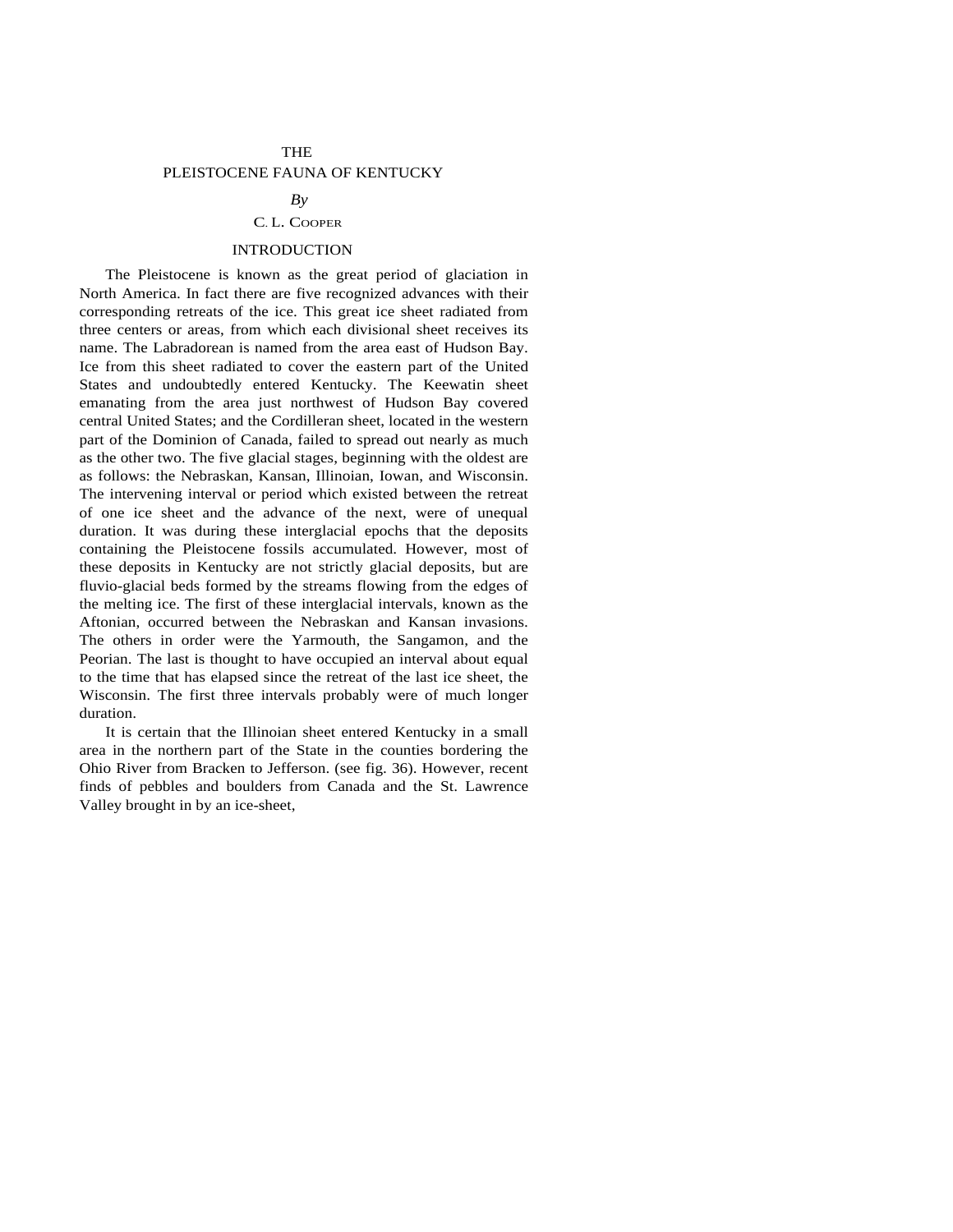# THE PLEISTOCENE FAUNA OF KENTUCKY

*By*

C. L. COOPER

## INTRODUCTION

The Pleistocene is known as the great period of glaciation in North America. In fact there are five recognized advances with their corresponding retreats of the ice. This great ice sheet radiated from three centers or areas, from which each divisional sheet receives its name. The Labradorean is named from the area east of Hudson Bay. Ice from this sheet radiated to cover the eastern part of the United States and undoubtedly entered Kentucky. The Keewatin sheet emanating from the area just northwest of Hudson Bay covered central United States; and the Cordilleran sheet, located in the western part of the Dominion of Canada, failed to spread out nearly as much as the other two. The five glacial stages, beginning with the oldest are as follows: the Nebraskan, Kansan, Illinoian, Iowan, and Wisconsin. The intervening interval or period which existed between the retreat of one ice sheet and the advance of the next, were of unequal duration. It was during these interglacial epochs that the deposits containing the Pleistocene fossils accumulated. However, most of these deposits in Kentucky are not strictly glacial deposits, but are fluvio-glacial beds formed by the streams flowing from the edges of the melting ice. The first of these interglacial intervals, known as the Aftonian, occurred between the Nebraskan and Kansan invasions. The others in order were the Yarmouth, the Sangamon, and the Peorian. The last is thought to have occupied an interval about equal to the time that has elapsed since the retreat of the last ice sheet, the Wisconsin. The first three intervals probably were of much longer duration.

It is certain that the Illinoian sheet entered Kentucky in a small area in the northern part of the State in the counties bordering the Ohio River from Bracken to Jefferson. (see fig. 36). However, recent finds of pebbles and boulders from Canada and the St. Lawrence Valley brought in by an ice-sheet,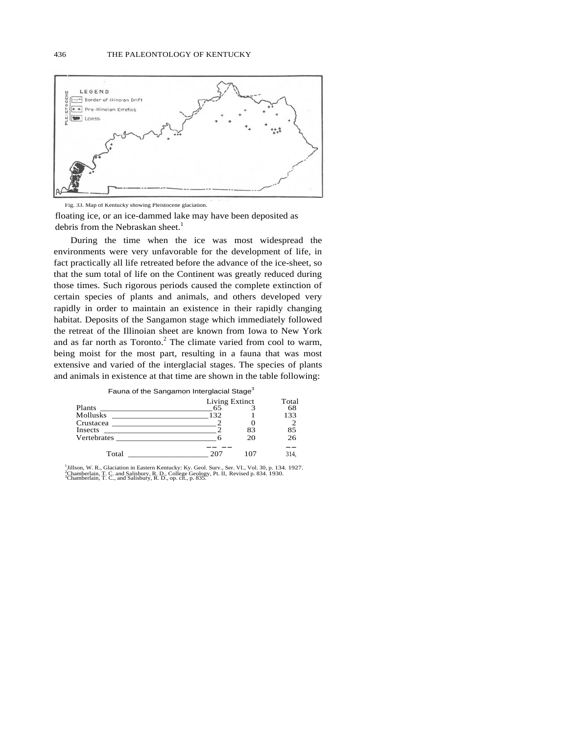Fig. 33. Map of Kentucky showing Pleistocene glaciation.

floating ice, or an ice-dammed lake may have been deposited as debris from the Nebraskan sheet.[1]

During the time when the ice was most widespread the environments were very unfavorable for the development of life, in fact practically all life retreated before the advance of the ice-sheet, so that the sum total of life on the Continent was greatly reduced during those times. Such rigorous periods caused the complete extinction of certain species of plants and animals, and others developed very rapidly in order to maintain an existence in their rapidly changing habitat. Deposits of the Sangamon stage which immediately followed the retreat of the Illinoian sheet are known from Iowa to New York and as far north as Toronto.[2] The climate varied from cool to warm, being moist for the most part, resulting in a fauna that was most extensive and varied of the interglacial stages. The species of plants and animals in existence at that time are shown in the table following:

Fauna of the Sangamon Interglacial Stage[3]

| | Living | Extinct | Total |
|---|---|---|---|
| Plants | 65 | 3 | 68 |
| Mollusks | 132 | 1 | 133 |
| Crustacea | 2 | 0 | 2 |
| Insects | 2 | 83 | 85 |
| Vertebrates | 6 | 20 | 26 |
| Total | 207 | 107 | 314, |

[1]Jillson, W. R., Glaciation in Eastern Kentucky: Ky. Geol. Surv., Ser. VI., Vol. 30, p. 134. 1927.
[2]Chamberlain, T. C. and Salisbury, R. D., College Geology, Pt. II, Revised p. 834. 1930.
[3]Chamberlain, T. C., and Salisbury, R. D., op. cit., p. 835.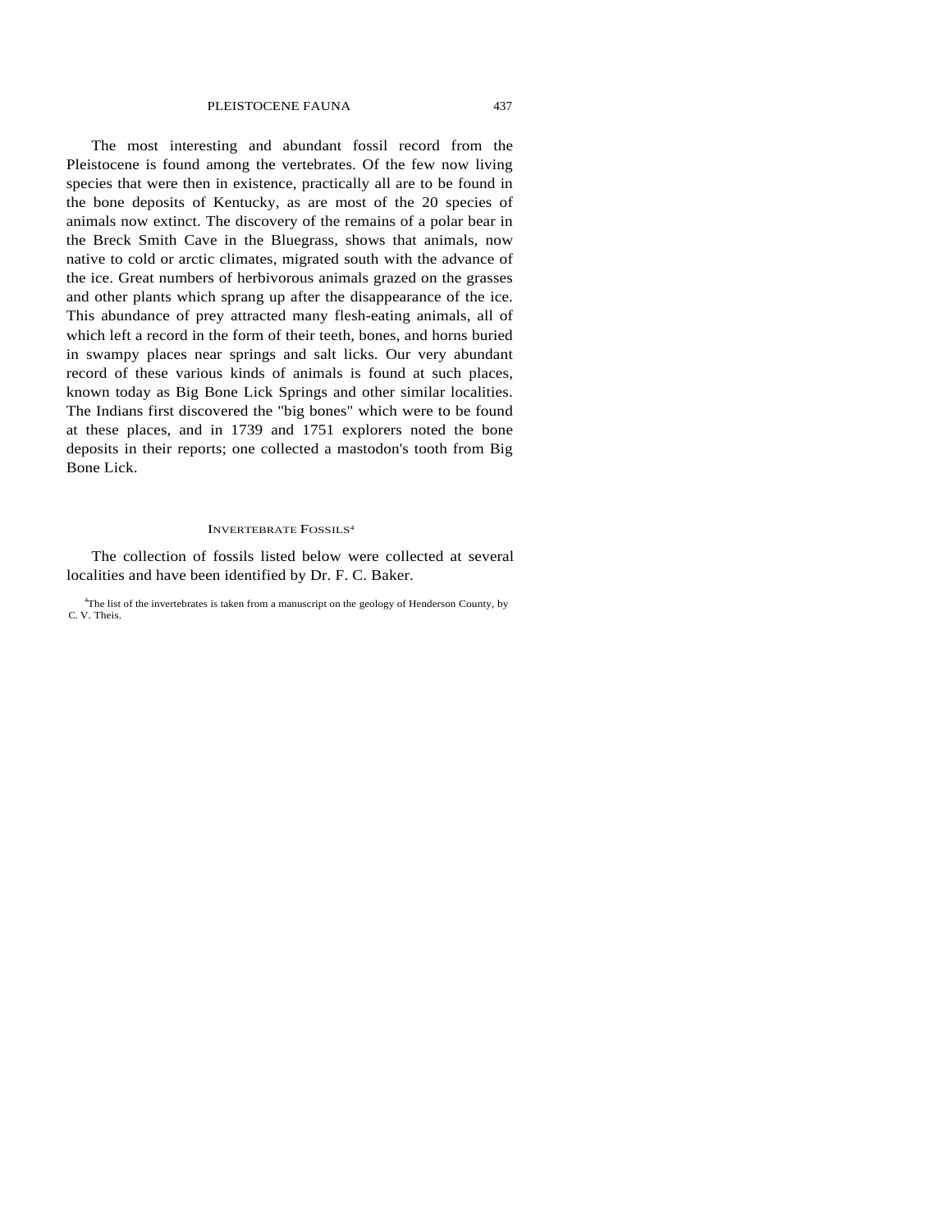The most interesting and abundant fossil record from the Pleistocene is found among the vertebrates. Of the few now living species that were then in existence, practically all are to be found in the bone deposits of Kentucky, as are most of the 20 species of animals now extinct. The discovery of the remains of a polar bear in the Breck Smith Cave in the Bluegrass, shows that animals, now native to cold or arctic climates, migrated south with the advance of the ice. Great numbers of herbivorous animals grazed on the grasses and other plants which sprang up after the disappearance of the ice. This abundance of prey attracted many flesh-eating animals, all of which left a record in the form of their teeth, bones, and horns buried in swampy places near springs and salt licks. Our very abundant record of these various kinds of animals is found at such places, known today as Big Bone Lick Springs and other similar localities. The Indians first discovered the "big bones" which were to be found at these places, and in 1739 and 1751 explorers noted the bone deposits in their reports; one collected a mastodon's tooth from Big Bone Lick.

## Invertebrate Fossils[4]

The collection of fossils listed below were collected at several localities and have been identified by Dr. F. C. Baker.

[4]The list of the invertebrates is taken from a manuscript on the geology of Henderson County, by C. V. Theis.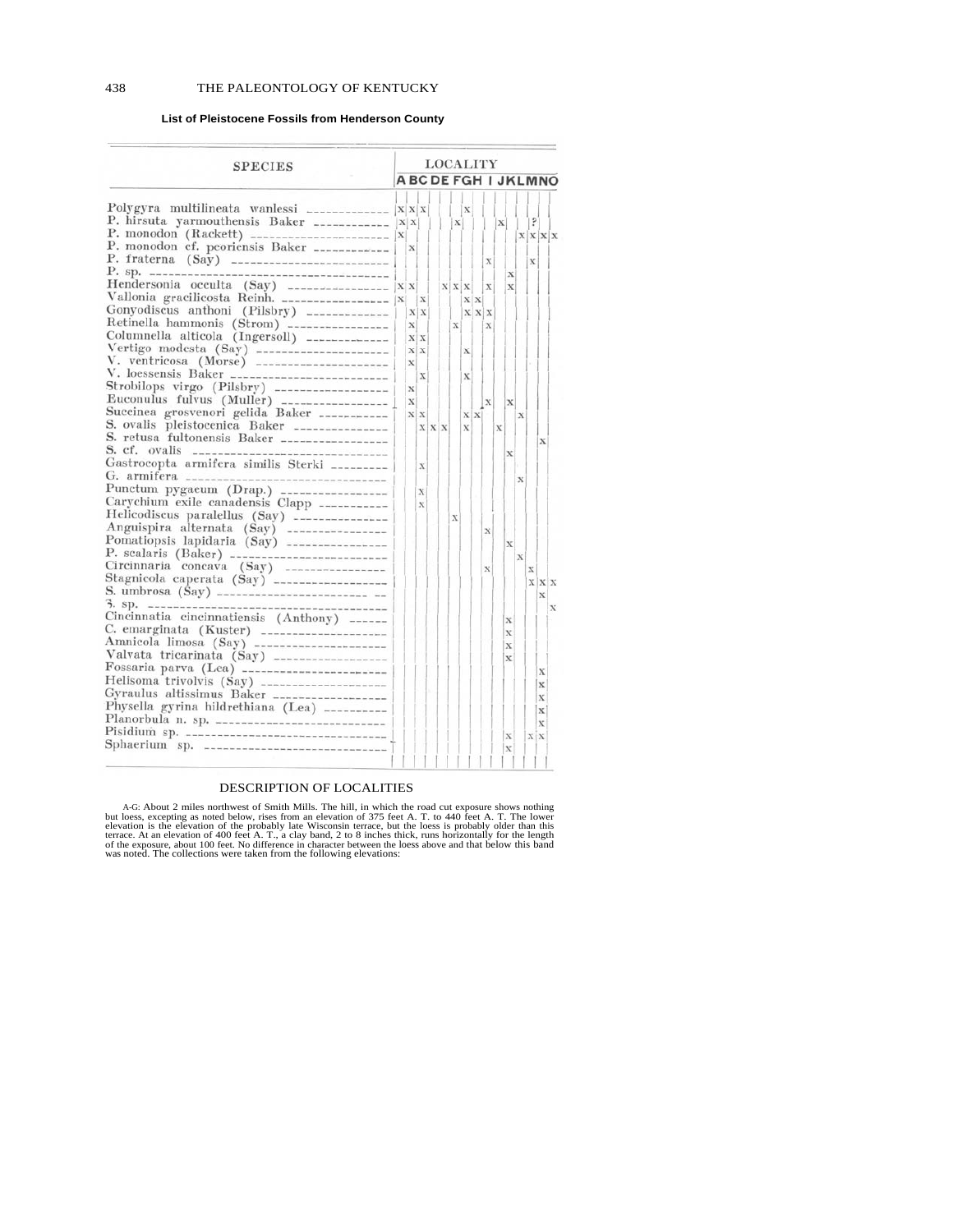**List of Pleistocene Fossils from Henderson County**

| SPECIES | A | B | C | D | E | F | G | H | I | J | K | L | M | N | O |
|---|---|---|---|---|---|---|---|---|---|---|---|---|---|---|---|
| | LOCALITY | | | | | | | | | | | | | | |
| Polygyra multilineata wanlessi | x | x | x | | | | x | | | | | | | | |
| P. hirsuta yarmouthensis Baker | x | x | | | | x | | | | x | | | ? | | |
| P. monodon (Rackett) | x | | | | | | | | | | | x | x | x | x |
| P. monodon cf. peoriensis Baker | | x | | | | | | | | | | | | | |
| P. fraterna (Say) | | | | | | | | | x | | | | x | | |
| P. sp. | | | | | | | | | | | x | | | | |
| Hendersonia occulta (Say) | x | x | | | x | x | x | | x | | x | | | | |
| Vallonia gracilicosta Reinh. | x | | x | | | | x | x | | | | | | | |
| Gonyodiscus anthoni (Pilsbry) | | x | x | | | | x | x | x | | | | | | |
| Retinella hammonis (Strom) | | x | | | | x | | | x | | | | | | |
| Columnella alticola (Ingersoll) | | x | x | | | | | | | | | | | | |
| Vertigo modesta (Say) | | x | x | | | | x | | | | | | | | |
| V. ventricosa (Morse) | | x | | | | | | | | | | | | | |
| V. loessensis Baker | | | x | | | | x | | | | | | | | |
| Strobilops virgo (Pilsbry) | | x | | | | | | | | | | | | | |
| Euconulus fulvus (Muller) | | x | | | | | | | x | | x | | | | |
| Succinea grosvenori gelida Baker | | x | x | | | | x | x | | | | x | | | |
| S. ovalis pleistocenica Baker | | | x | x | x | | x | | | x | | | | | |
| S. retusa fultonensis Baker | | | | | | | | | | | | | | x | |
| S. cf. ovalis | | | | | | | | | | | x | | | | |
| Gastrocopta armifera similis Sterki | | | x | | | | | | | | | | | | |
| G. armifera | | | | | | | | | | | | x | | | |
| Punctum pygaeum (Drap.) | | | x | | | | | | | | | | | | |
| Carychium exile canadensis Clapp | | | x | | | | | | | | | | | | |
| Helicodiscus paralellus (Say) | | | | | | x | | | | | | | | | |
| Anguispira alternata (Say) | | | | | | | | | x | | | | | | |
| Pomatiopsis lapidaria (Say) | | | | | | | | | | | x | | | | |
| P. scalaris (Baker) | | | | | | | | | | | | x | | | |
| Circinnaria concava (Say) | | | | | | | | | x | | | | x | | |
| Stagnicola caperata (Say) | | | | | | | | | | | | | x | x | x |
| S. umbrosa (Say) | | | | | | | | | | | | | | x | |
| S. sp. | | | | | | | | | | | | | | | x |
| Cincinnatia cincinnatiensis (Anthony) | | | | | | | | | | | x | | | | |
| C. emarginata (Kuster) | | | | | | | | | | | x | | | | |
| Amnicola limosa (Say) | | | | | | | | | | | x | | | | |
| Valvata tricarinata (Say) | | | | | | | | | | | x | | | | |
| Fossaria parva (Lea) | | | | | | | | | | | | | | x | |
| Helisoma trivolvis (Say) | | | | | | | | | | | | | | x | |
| Gyraulus altissimus Baker | | | | | | | | | | | | | | x | |
| Physella gyrina hildrethiana (Lea) | | | | | | | | | | | | | | x | |
| Planorbula n. sp. | | | | | | | | | | | | | | x | |
| Pisidium sp. | | | | | | | | | | | x | | x | x | |
| Sphaerium sp. | | | | | | | | | | | x | | | | |

## DESCRIPTION OF LOCALITIES

A-G: About 2 miles northwest of Smith Mills. The hill, in which the road cut exposure shows nothing but loess, excepting as noted below, rises from an elevation of 375 feet A. T. to 440 feet A. T. The lower elevation is the elevation of the probably late Wisconsin terrace, but the loess is probably older than this terrace. At an elevation of 400 feet A. T., a clay band, 2 to 8 inches thick, runs horizontally for the length of the exposure, about 100 feet. No difference in character between the loess above and that below this band was noted. The collections were taken from the following elevations: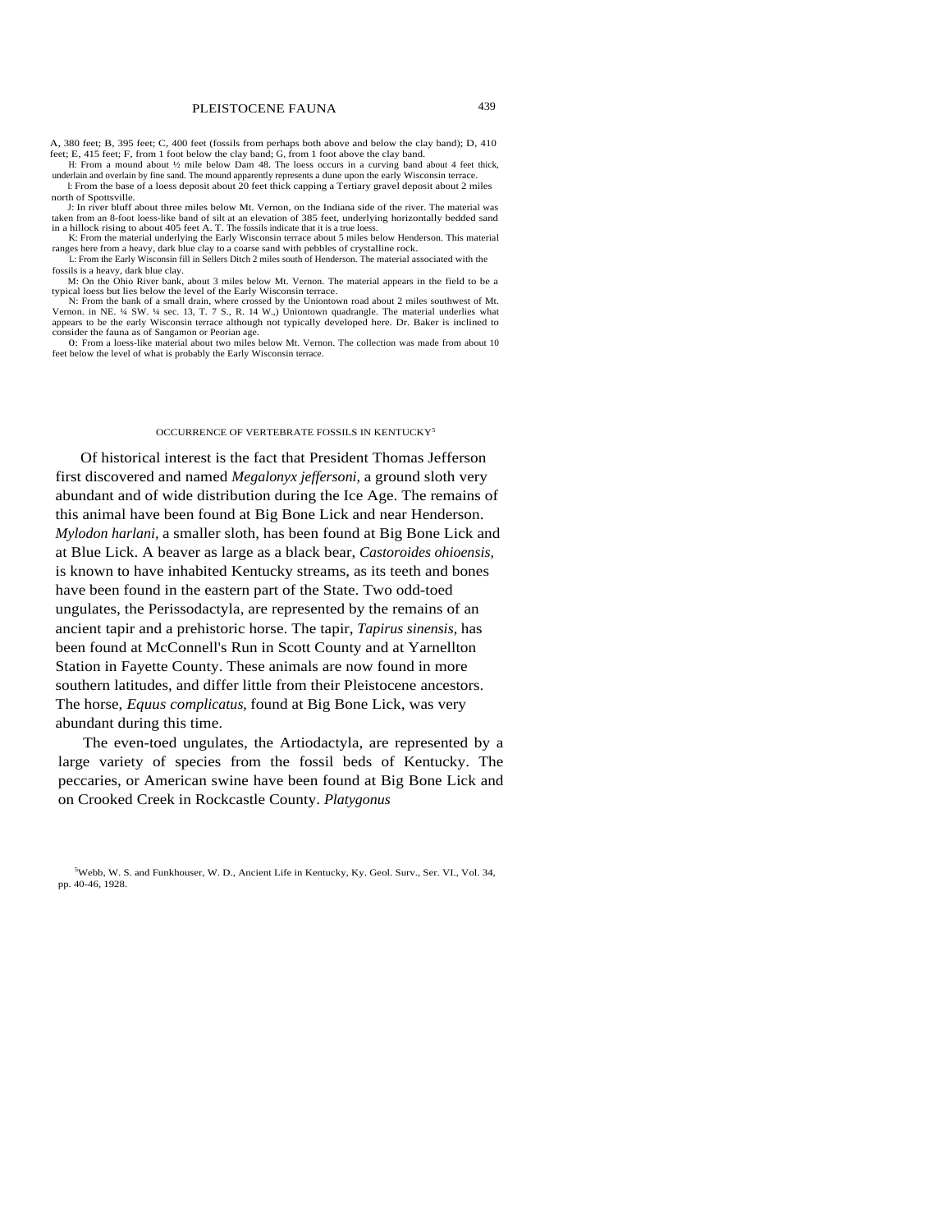A, 380 feet; B, 395 feet; C, 400 feet (fossils from perhaps both above and below the clay band); D, 410 feet; E, 415 feet; F, from 1 foot below the clay band; G, from 1 foot above the clay band.

H: From a mound about ½ mile below Dam 48. The loess occurs in a curving band about 4 feet thick, underlain and overlain by fine sand. The mound apparently represents a dune upon the early Wisconsin terrace.

I: From the base of a loess deposit about 20 feet thick capping a Tertiary gravel deposit about 2 miles north of Spottsville.

J: In river bluff about three miles below Mt. Vernon, on the Indiana side of the river. The material was taken from an 8-foot loess-like band of silt at an elevation of 385 feet, underlying horizontally bedded sand in a hillock rising to about 405 feet A. T. The fossils indicate that it is a true loess.

K: From the material underlying the Early Wisconsin terrace about 5 miles below Henderson. This material ranges here from a heavy, dark blue clay to a coarse sand with pebbles of crystalline rock.

L: From the Early Wisconsin fill in Sellers Ditch 2 miles south of Henderson. The material associated with the fossils is a heavy, dark blue clay.

M: On the Ohio River bank, about 3 miles below Mt. Vernon. The material appears in the field to be a typical loess but lies below the level of the Early Wisconsin terrace.

N: From the bank of a small drain, where crossed by the Uniontown road about 2 miles southwest of Mt. Vernon. in NE. ¼ SW. ¼ sec. 13, T. 7 S., R. 14 W.,) Uniontown quadrangle. The material underlies what appears to be the early Wisconsin terrace although not typically developed here. Dr. Baker is inclined to consider the fauna as of Sangamon or Peorian age.

O: From a loess-like material about two miles below Mt. Vernon. The collection was made from about 10 feet below the level of what is probably the Early Wisconsin terrace.

## OCCURRENCE OF VERTEBRATE FOSSILS IN KENTUCKY[5]

Of historical interest is the fact that President Thomas Jefferson first discovered and named *Megalonyx jeffersoni,* a ground sloth very abundant and of wide distribution during the Ice Age. The remains of this animal have been found at Big Bone Lick and near Henderson. *Mylodon harlani,* a smaller sloth, has been found at Big Bone Lick and at Blue Lick. A beaver as large as a black bear, *Castoroides ohioensis,* is known to have inhabited Kentucky streams, as its teeth and bones have been found in the eastern part of the State. Two odd-toed ungulates, the Perissodactyla, are represented by the remains of an ancient tapir and a prehistoric horse. The tapir, *Tapirus sinensis,* has been found at McConnell's Run in Scott County and at Yarnellton Station in Fayette County. These animals are now found in more southern latitudes, and differ little from their Pleistocene ancestors. The horse, *Equus complicatus,* found at Big Bone Lick, was very abundant during this time.

The even-toed ungulates, the Artiodactyla, are represented by a large variety of species from the fossil beds of Kentucky. The peccaries, or American swine have been found at Big Bone Lick and on Crooked Creek in Rockcastle County. *Platygonus*

[5]Webb, W. S. and Funkhouser, W. D., Ancient Life in Kentucky, Ky. Geol. Surv., Ser. VI., Vol. 34, pp. 40-46, 1928.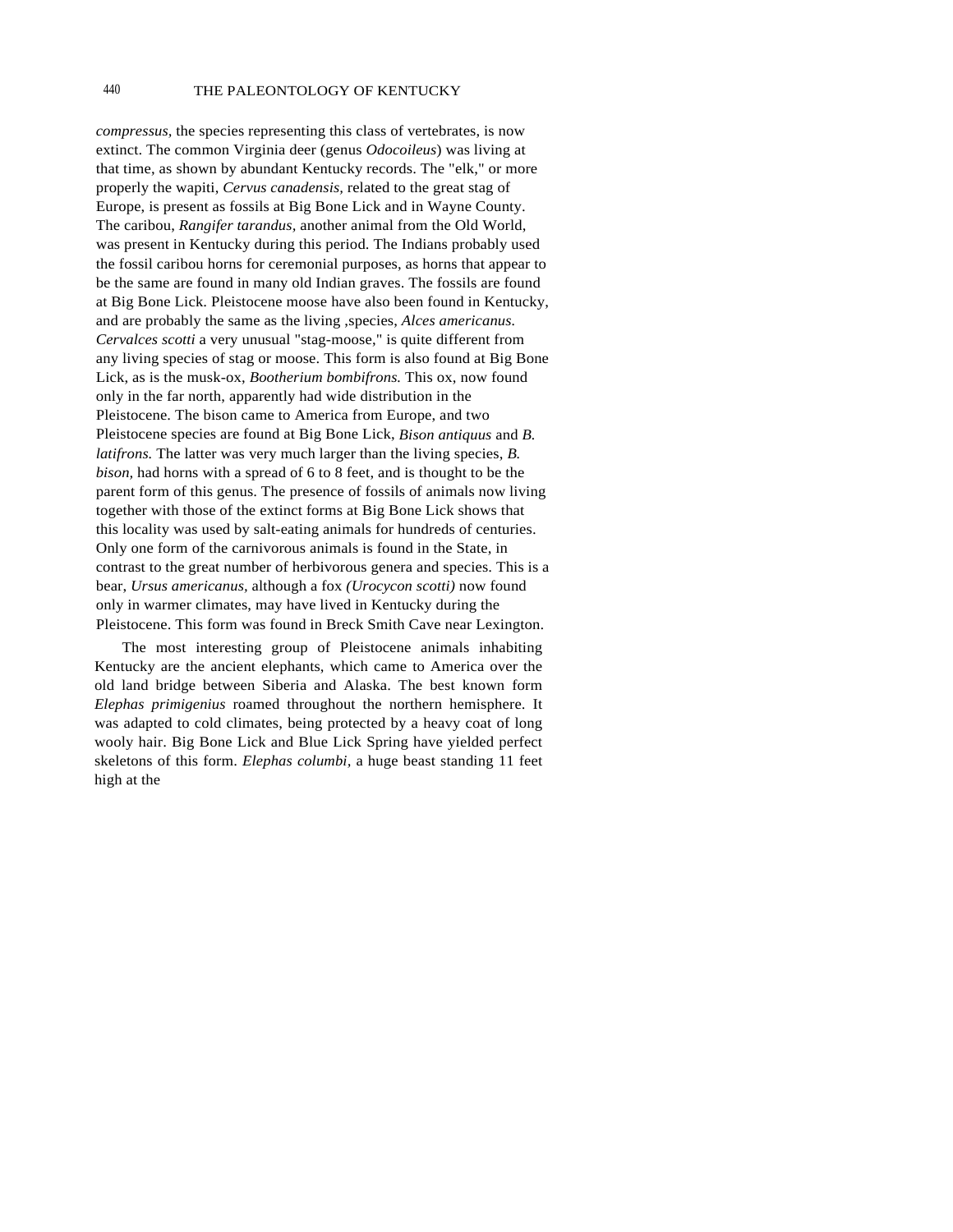*compressus*, the species representing this class of vertebrates, is now extinct. The common Virginia deer (genus *Odocoileus*) was living at that time, as shown by abundant Kentucky records. The "elk," or more properly the wapiti, *Cervus canadensis*, related to the great stag of Europe, is present as fossils at Big Bone Lick and in Wayne County. The caribou, *Rangifer tarandus*, another animal from the Old World, was present in Kentucky during this period. The Indians probably used the fossil caribou horns for ceremonial purposes, as horns that appear to be the same are found in many old Indian graves. The fossils are found at Big Bone Lick. Pleistocene moose have also been found in Kentucky, and are probably the same as the living ,species, *Alces americanus*. *Cervalces scotti* a very unusual "stag-moose," is quite different from any living species of stag or moose. This form is also found at Big Bone Lick, as is the musk-ox, *Bootherium bombifrons*. This ox, now found only in the far north, apparently had wide distribution in the Pleistocene. The bison came to America from Europe, and two Pleistocene species are found at Big Bone Lick, *Bison antiquus* and *B. latifrons*. The latter was very much larger than the living species, *B. bison*, had horns with a spread of 6 to 8 feet, and is thought to be the parent form of this genus. The presence of fossils of animals now living together with those of the extinct forms at Big Bone Lick shows that this locality was used by salt-eating animals for hundreds of centuries. Only one form of the carnivorous animals is found in the State, in contrast to the great number of herbivorous genera and species. This is a bear, *Ursus americanus*, although a fox *(Urocycon scotti)* now found only in warmer climates, may have lived in Kentucky during the Pleistocene. This form was found in Breck Smith Cave near Lexington.

The most interesting group of Pleistocene animals inhabiting Kentucky are the ancient elephants, which came to America over the old land bridge between Siberia and Alaska. The best known form *Elephas primigenius* roamed throughout the northern hemisphere. It was adapted to cold climates, being protected by a heavy coat of long wooly hair. Big Bone Lick and Blue Lick Spring have yielded perfect skeletons of this form. *Elephas columbi*, a huge beast standing 11 feet high at the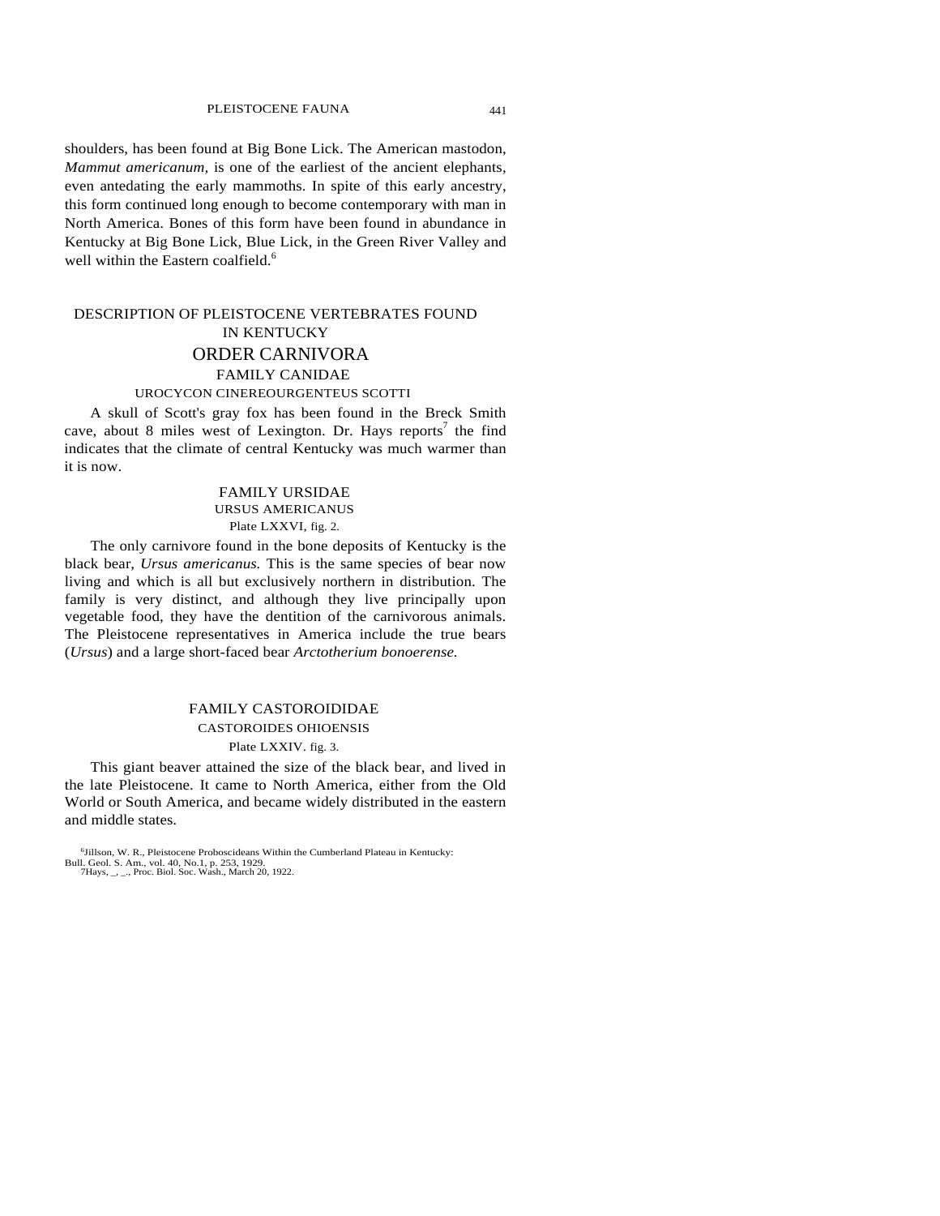shoulders, has been found at Big Bone Lick. The American mastodon, *Mammut americanum,* is one of the earliest of the ancient elephants, even antedating the early mammoths. In spite of this early ancestry, this form continued long enough to become contemporary with man in North America. Bones of this form have been found in abundance in Kentucky at Big Bone Lick, Blue Lick, in the Green River Valley and well within the Eastern coalfield.[6]

## DESCRIPTION OF PLEISTOCENE VERTEBRATES FOUND IN KENTUCKY

## ORDER CARNIVORA

### FAMILY CANIDAE

#### UROCYCON CINEREOURGENTEUS SCOTTI

A skull of Scott's gray fox has been found in the Breck Smith cave, about 8 miles west of Lexington. Dr. Hays reports[7] the find indicates that the climate of central Kentucky was much warmer than it is now.

### FAMILY URSIDAE

#### URSUS AMERICANUS

Plate LXXVI, fig. 2.

The only carnivore found in the bone deposits of Kentucky is the black bear, *Ursus americanus.* This is the same species of bear now living and which is all but exclusively northern in distribution. The family is very distinct, and although they live principally upon vegetable food, they have the dentition of the carnivorous animals. The Pleistocene representatives in America include the true bears (*Ursus*) and a large short-faced bear *Arctotherium bonoerense.*

### FAMILY CASTOROIDIDAE

#### CASTOROIDES OHIOENSIS

Plate LXXIV. fig. 3.

This giant beaver attained the size of the black bear, and lived in the late Pleistocene. It came to North America, either from the Old World or South America, and became widely distributed in the eastern and middle states.

[6]Jillson, W. R., Pleistocene Proboscideans Within the Cumberland Plateau in Kentucky: Bull. Geol. S. Am., vol. 40, No.1, p. 253, 1929.
[7]Hays, _, _., Proc. Biol. Soc. Wash., March 20, 1922.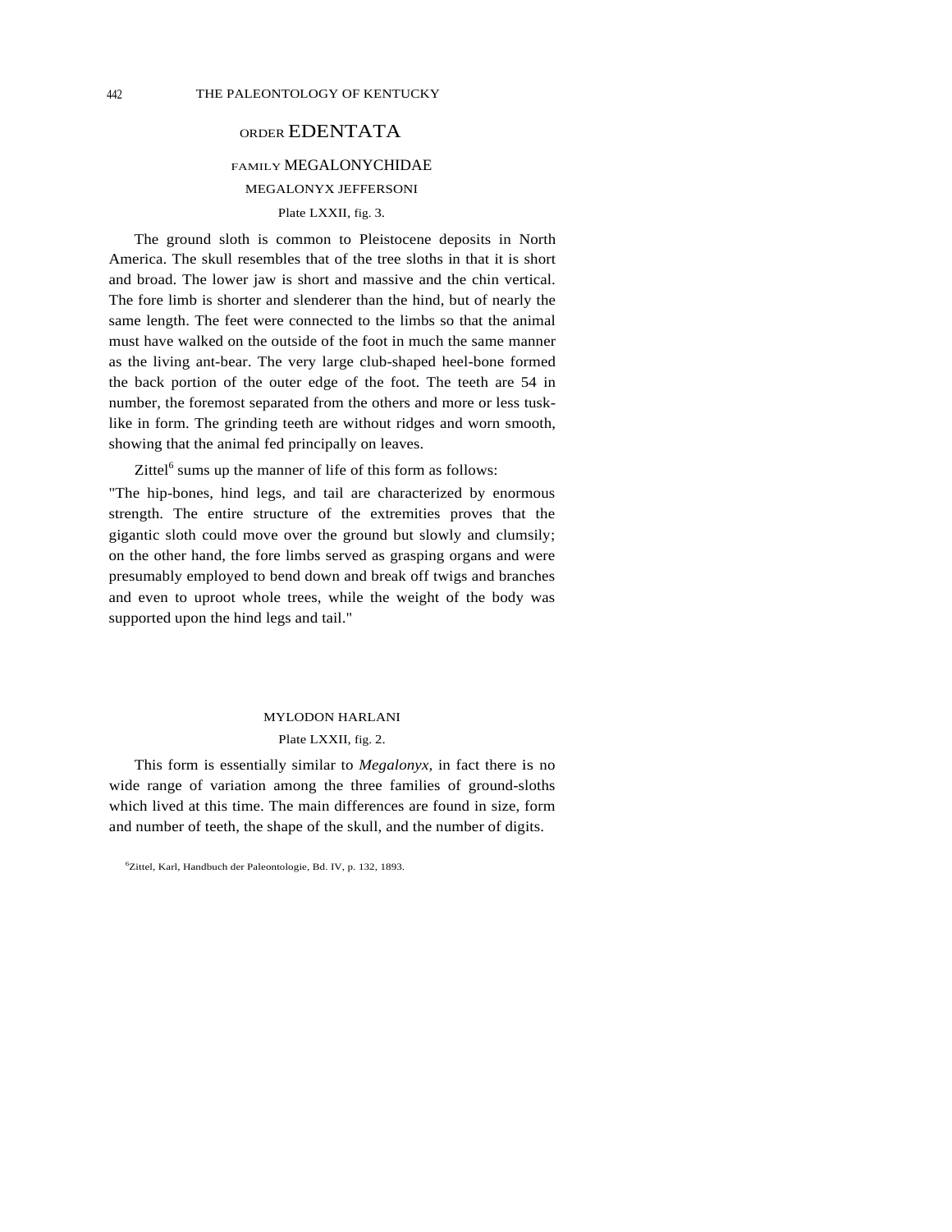## ORDER EDENTATA

### FAMILY MEGALONYCHIDAE

#### MEGALONYX JEFFERSONI

Plate LXXII, fig. 3.

The ground sloth is common to Pleistocene deposits in North America. The skull resembles that of the tree sloths in that it is short and broad. The lower jaw is short and massive and the chin vertical. The fore limb is shorter and slenderer than the hind, but of nearly the same length. The feet were connected to the limbs so that the animal must have walked on the outside of the foot in much the same manner as the living ant-bear. The very large club-shaped heel-bone formed the back portion of the outer edge of the foot. The teeth are 54 in number, the foremost separated from the others and more or less tusk-like in form. The grinding teeth are without ridges and worn smooth, showing that the animal fed principally on leaves.

Zittel[6] sums up the manner of life of this form as follows:

"The hip-bones, hind legs, and tail are characterized by enormous strength. The entire structure of the extremities proves that the gigantic sloth could move over the ground but slowly and clumsily; on the other hand, the fore limbs served as grasping organs and were presumably employed to bend down and break off twigs and branches and even to uproot whole trees, while the weight of the body was supported upon the hind legs and tail."

#### MYLODON HARLANI

Plate LXXII, fig. 2.

This form is essentially similar to *Megalonyx*, in fact there is no wide range of variation among the three families of ground-sloths which lived at this time. The main differences are found in size, form and number of teeth, the shape of the skull, and the number of digits.

[6]Zittel, Karl, Handbuch der Paleontologie, Bd. IV, p. 132, 1893.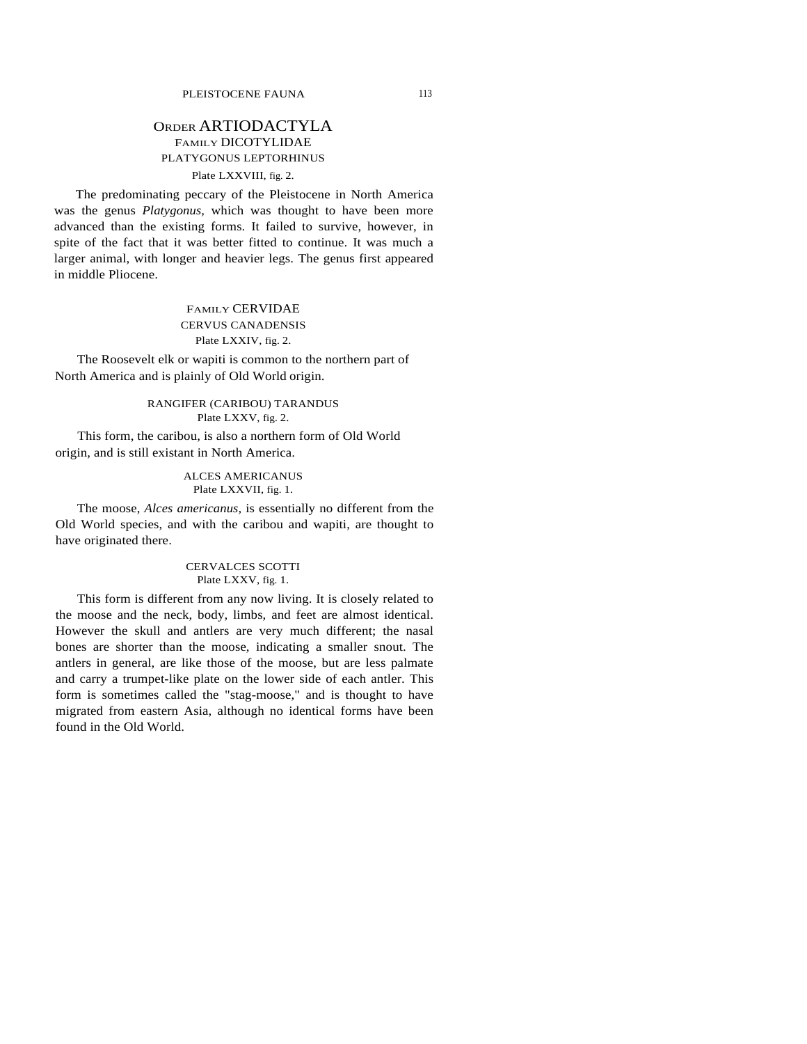## ORDER ARTIODACTYLA

### FAMILY DICOTYLIDAE

#### PLATYGONUS LEPTORHINUS

Plate LXXVIII, fig. 2.

The predominating peccary of the Pleistocene in North America was the genus *Platygonus,* which was thought to have been more advanced than the existing forms. It failed to survive, however, in spite of the fact that it was better fitted to continue. It was much a larger animal, with longer and heavier legs. The genus first appeared in middle Pliocene.

### FAMILY CERVIDAE

#### CERVUS CANADENSIS

Plate LXXIV, fig. 2.

The Roosevelt elk or wapiti is common to the northern part of North America and is plainly of Old World origin.

#### RANGIFER (CARIBOU) TARANDUS

Plate LXXV, fig. 2.

This form, the caribou, is also a northern form of Old World origin, and is still existant in North America.

#### ALCES AMERICANUS

Plate LXXVII, fig. 1.

The moose, *Alces americanus,* is essentially no different from the Old World species, and with the caribou and wapiti, are thought to have originated there.

#### CERVALCES SCOTTI

Plate LXXV, fig. 1.

This form is different from any now living. It is closely related to the moose and the neck, body, limbs, and feet are almost identical. However the skull and antlers are very much different; the nasal bones are shorter than the moose, indicating a smaller snout. The antlers in general, are like those of the moose, but are less palmate and carry a trumpet-like plate on the lower side of each antler. This form is sometimes called the "stag-moose," and is thought to have migrated from eastern Asia, although no identical forms have been found in the Old World.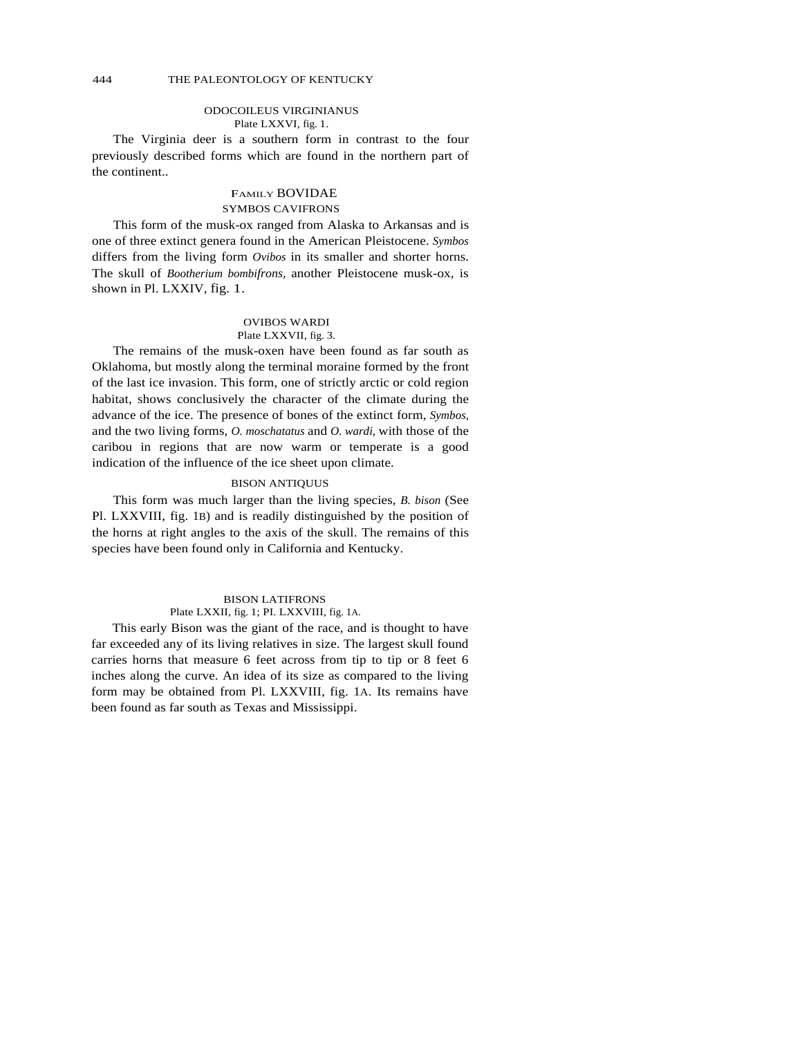### ODOCOILEUS VIRGINIANUS

Plate LXXVI, fig. 1.

The Virginia deer is a southern form in contrast to the four previously described forms which are found in the northern part of the continent..

## FAMILY BOVIDAE

### SYMBOS CAVIFRONS

This form of the musk-ox ranged from Alaska to Arkansas and is one of three extinct genera found in the American Pleistocene. *Symbos* differs from the living form *Ovibos* in its smaller and shorter horns. The skull of *Bootherium bombifrons,* another Pleistocene musk-ox, is shown in Pl. LXXIV, fig. 1.

### OVIBOS WARDI

Plate LXXVII, fig. 3.

The remains of the musk-oxen have been found as far south as Oklahoma, but mostly along the terminal moraine formed by the front of the last ice invasion. This form, one of strictly arctic or cold region habitat, shows conclusively the character of the climate during the advance of the ice. The presence of bones of the extinct form, *Symbos,* and the two living forms, *O. moschatatus* and *O. wardi,* with those of the caribou in regions that are now warm or temperate is a good indication of the influence of the ice sheet upon climate.

### BISON ANTIQUUS

This form was much larger than the living species, *B. bison* (See Pl. LXXVIII, fig. 1B) and is readily distinguished by the position of the horns at right angles to the axis of the skull. The remains of this species have been found only in California and Kentucky.

### BISON LATIFRONS

Plate LXXII, fig. 1; PI. LXXVIII, fig. 1A.

This early Bison was the giant of the race, and is thought to have far exceeded any of its living relatives in size. The largest skull found carries horns that measure 6 feet across from tip to tip or 8 feet 6 inches along the curve. An idea of its size as compared to the living form may be obtained from Pl. LXXVIII, fig. 1A. Its remains have been found as far south as Texas and Mississippi.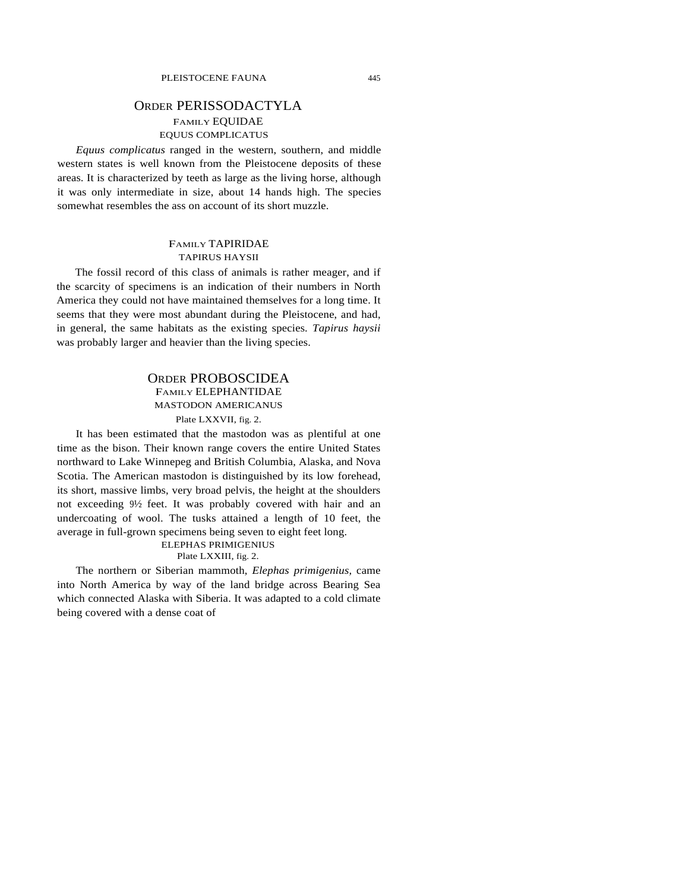## Order PERISSODACTYLA

### Family EQUIDAE

#### EQUUS COMPLICATUS

*Equus complicatus* ranged in the western, southern, and middle western states is well known from the Pleistocene deposits of these areas. It is characterized by teeth as large as the living horse, although it was only intermediate in size, about 14 hands high. The species somewhat resembles the ass on account of its short muzzle.

### Family TAPIRIDAE

#### TAPIRUS HAYSII

The fossil record of this class of animals is rather meager, and if the scarcity of specimens is an indication of their numbers in North America they could not have maintained themselves for a long time. It seems that they were most abundant during the Pleistocene, and had, in general, the same habitats as the existing species. *Tapirus haysii* was probably larger and heavier than the living species.

## Order PROBOSCIDEA

### Family ELEPHANTIDAE

#### MASTODON AMERICANUS

Plate LXXVII, fig. 2.

It has been estimated that the mastodon was as plentiful at one time as the bison. Their known range covers the entire United States northward to Lake Winnepeg and British Columbia, Alaska, and Nova Scotia. The American mastodon is distinguished by its low forehead, its short, massive limbs, very broad pelvis, the height at the shoulders not exceeding 9½ feet. It was probably covered with hair and an undercoating of wool. The tusks attained a length of 10 feet, the average in full-grown specimens being seven to eight feet long.

#### ELEPHAS PRIMIGENIUS

Plate LXXIII, fig. 2.

The northern or Siberian mammoth, *Elephas primigenius*, came into North America by way of the land bridge across Bearing Sea which connected Alaska with Siberia. It was adapted to a cold climate being covered with a dense coat of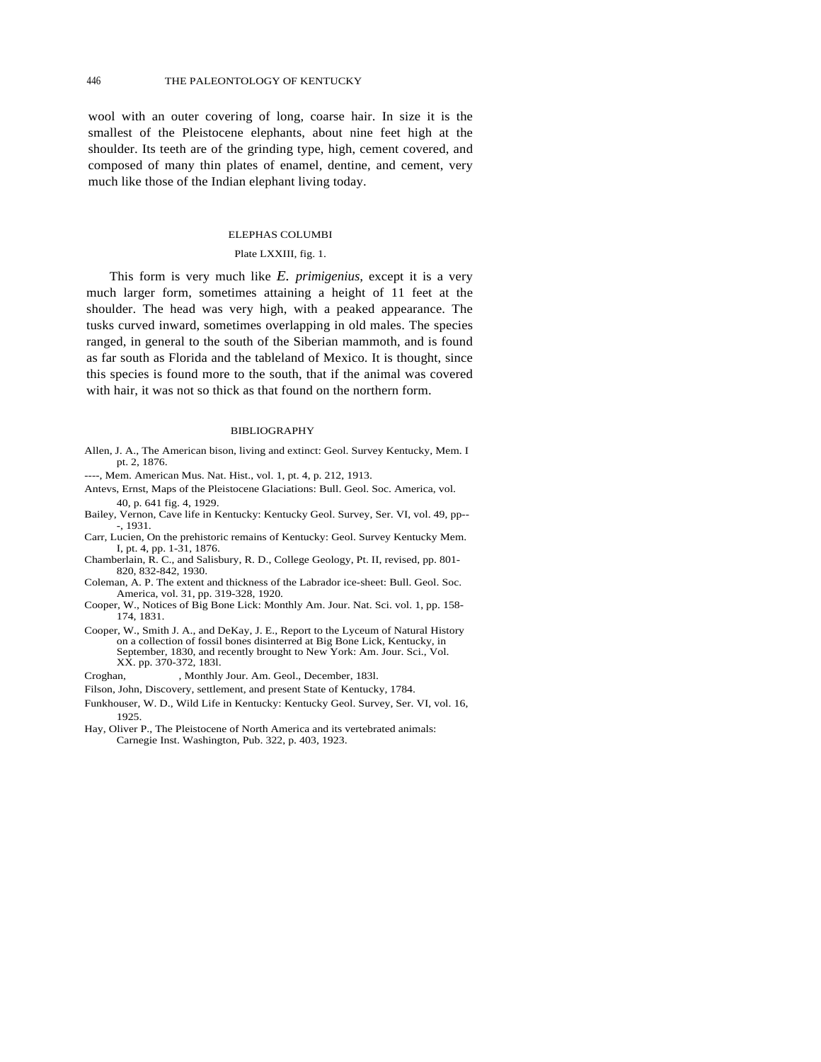wool with an outer covering of long, coarse hair. In size it is the smallest of the Pleistocene elephants, about nine feet high at the shoulder. Its teeth are of the grinding type, high, cement covered, and composed of many thin plates of enamel, dentine, and cement, very much like those of the Indian elephant living today.

## ELEPHAS COLUMBI

Plate LXXIII, fig. 1.

This form is very much like *E. primigenius,* except it is a very much larger form, sometimes attaining a height of 11 feet at the shoulder. The head was very high, with a peaked appearance. The tusks curved inward, sometimes overlapping in old males. The species ranged, in general to the south of the Siberian mammoth, and is found as far south as Florida and the tableland of Mexico. It is thought, since this species is found more to the south, that if the animal was covered with hair, it was not so thick as that found on the northern form.

## BIBLIOGRAPHY

Allen, J. A., The American bison, living and extinct: Geol. Survey Kentucky, Mem. I pt. 2, 1876.

----, Mem. American Mus. Nat. Hist., vol. 1, pt. 4, p. 212, 1913.

Antevs, Ernst, Maps of the Pleistocene Glaciations: Bull. Geol. Soc. America, vol. 40, p. 641 fig. 4, 1929.

Bailey, Vernon, Cave life in Kentucky: Kentucky Geol. Survey, Ser. VI, vol. 49, pp---, 1931.

Carr, Lucien, On the prehistoric remains of Kentucky: Geol. Survey Kentucky Mem. I, pt. 4, pp. 1-31, 1876.

Chamberlain, R. C., and Salisbury, R. D., College Geology, Pt. II, revised, pp. 801-820, 832-842, 1930.

Coleman, A. P. The extent and thickness of the Labrador ice-sheet: Bull. Geol. Soc. America, vol. 31, pp. 319-328, 1920.

Cooper, W., Notices of Big Bone Lick: Monthly Am. Jour. Nat. Sci. vol. 1, pp. 158-174, 1831.

Cooper, W., Smith J. A., and DeKay, J. E., Report to the Lyceum of Natural History on a collection of fossil bones disinterred at Big Bone Lick, Kentucky, in September, 1830, and recently brought to New York: Am. Jour. Sci., Vol. XX. pp. 370-372, 183l.

Croghan, , Monthly Jour. Am. Geol., December, 183l.

Filson, John, Discovery, settlement, and present State of Kentucky, 1784.

Funkhouser, W. D., Wild Life in Kentucky: Kentucky Geol. Survey, Ser. VI, vol. 16, 1925.

Hay, Oliver P., The Pleistocene of North America and its vertebrated animals: Carnegie Inst. Washington, Pub. 322, p. 403, 1923.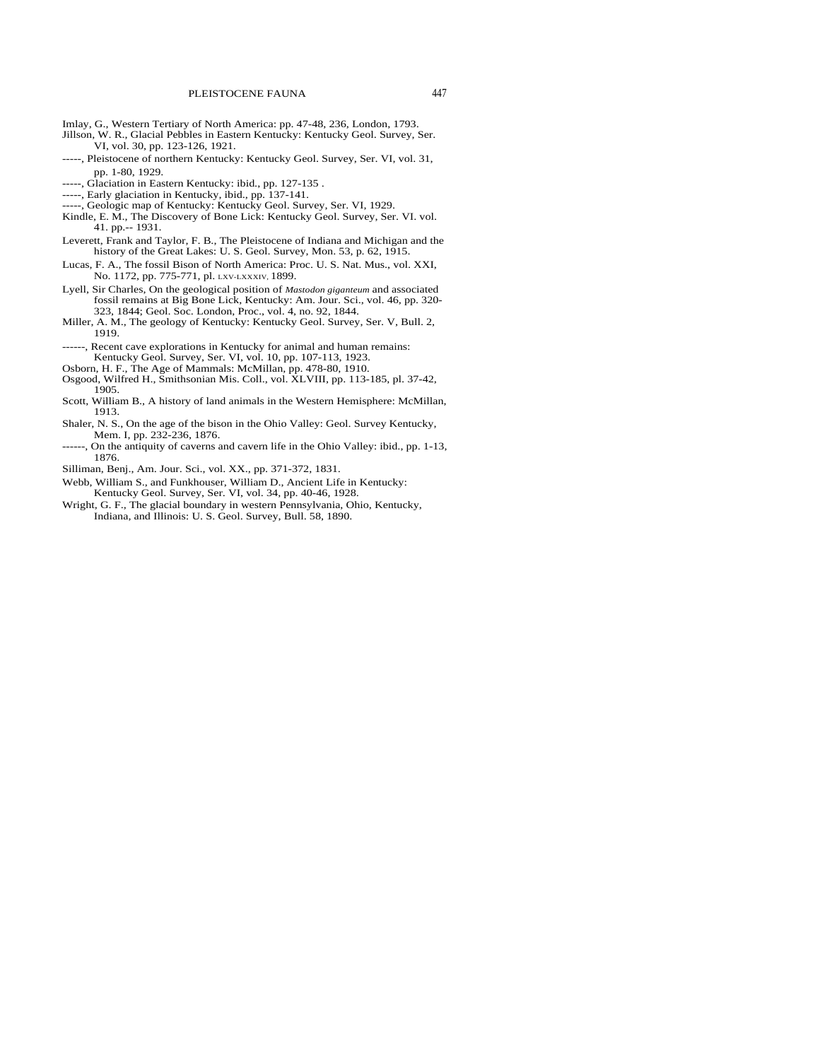Imlay, G., Western Tertiary of North America: pp. 47-48, 236, London, 1793.

Jillson, W. R., Glacial Pebbles in Eastern Kentucky: Kentucky Geol. Survey, Ser. VI, vol. 30, pp. 123-126, 1921.

-----, Pleistocene of northern Kentucky: Kentucky Geol. Survey, Ser. VI, vol. 31, pp. 1-80, 1929.

-----, Glaciation in Eastern Kentucky: ibid., pp. 127-135 .

-----, Early glaciation in Kentucky, ibid., pp. 137-141.

-----, Geologic map of Kentucky: Kentucky Geol. Survey, Ser. VI, 1929.

Kindle, E. M., The Discovery of Bone Lick: Kentucky Geol. Survey, Ser. VI. vol. 41. pp.-- 1931.

Leverett, Frank and Taylor, F. B., The Pleistocene of Indiana and Michigan and the history of the Great Lakes: U. S. Geol. Survey, Mon. 53, p. 62, 1915.

Lucas, F. A., The fossil Bison of North America: Proc. U. S. Nat. Mus., vol. XXI, No. 1172, pp. 775-771, pl. LXV-LXXXIV, 1899.

Lyell, Sir Charles, On the geological position of *Mastodon giganteum* and associated fossil remains at Big Bone Lick, Kentucky: Am. Jour. Sci., vol. 46, pp. 320-323, 1844; Geol. Soc. London, Proc., vol. 4, no. 92, 1844.

Miller, A. M., The geology of Kentucky: Kentucky Geol. Survey, Ser. V, Bull. 2, 1919.

------, Recent cave explorations in Kentucky for animal and human remains: Kentucky Geol. Survey, Ser. VI, vol. 10, pp. 107-113, 1923.

Osborn, H. F., The Age of Mammals: McMillan, pp. 478-80, 1910.

Osgood, Wilfred H., Smithsonian Mis. Coll., vol. XLVIII, pp. 113-185, pl. 37-42, 1905.

Scott, William B., A history of land animals in the Western Hemisphere: McMillan, 1913.

Shaler, N. S., On the age of the bison in the Ohio Valley: Geol. Survey Kentucky, Mem. I, pp. 232-236, 1876.

------, On the antiquity of caverns and cavern life in the Ohio Valley: ibid., pp. 1-13, 1876.

Silliman, Benj., Am. Jour. Sci., vol. XX., pp. 371-372, 1831.

Webb, William S., and Funkhouser, William D., Ancient Life in Kentucky: Kentucky Geol. Survey, Ser. VI, vol. 34, pp. 40-46, 1928.

Wright, G. F., The glacial boundary in western Pennsylvania, Ohio, Kentucky, Indiana, and Illinois: U. S. Geol. Survey, Bull. 58, 1890.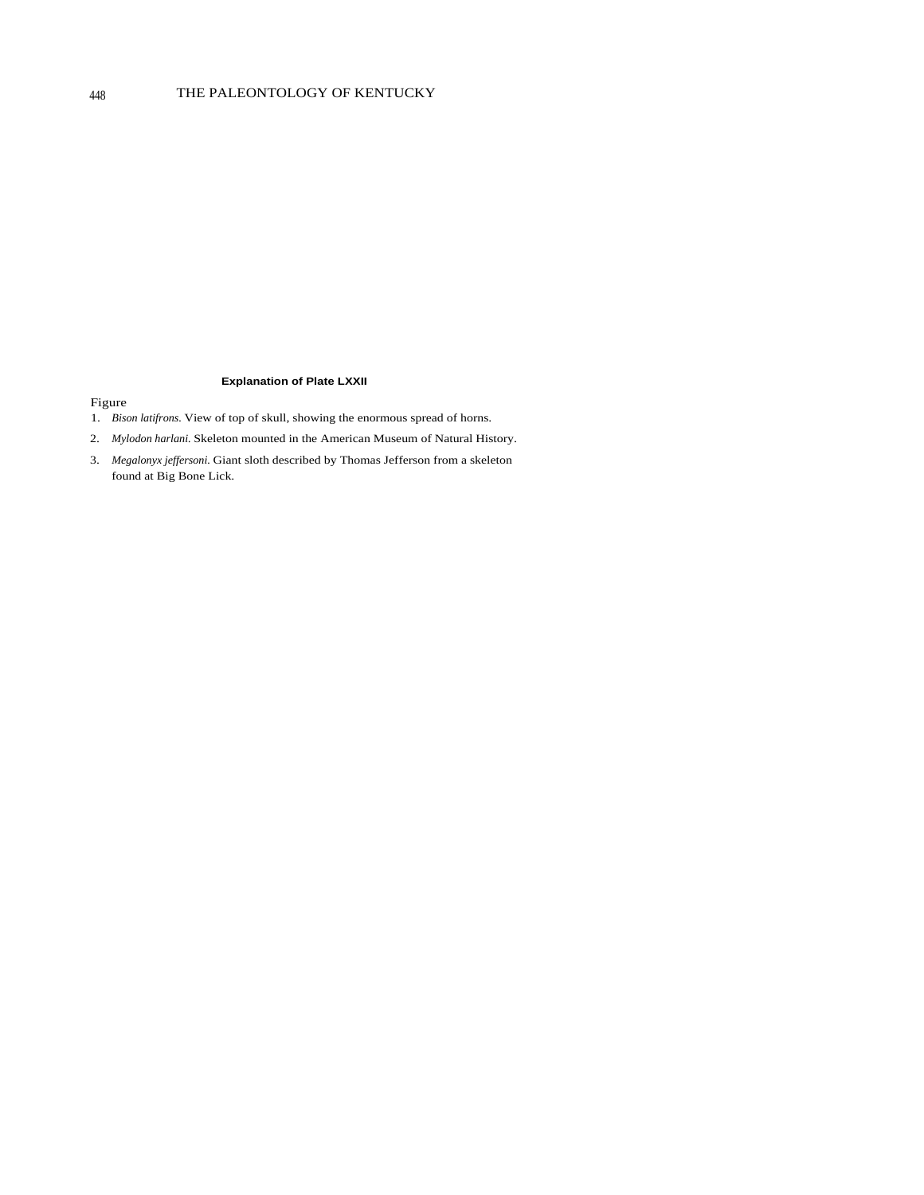**Explanation of Plate LXXII**

Figure

1. *Bison latifrons.* View of top of skull, showing the enormous spread of horns.
2. *Mylodon harlani.* Skeleton mounted in the American Museum of Natural History.
3. *Megalonyx jeffersoni.* Giant sloth described by Thomas Jefferson from a skeleton found at Big Bone Lick.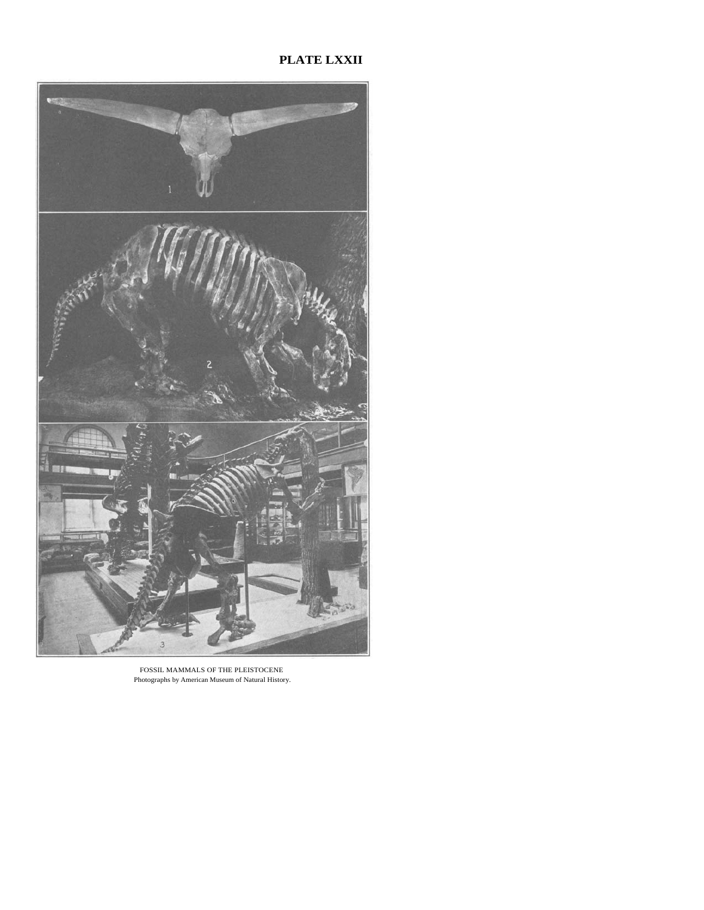# PLATE LXXII

FOSSIL MAMMALS OF THE PLEISTOCENE
Photographs by American Museum of Natural History.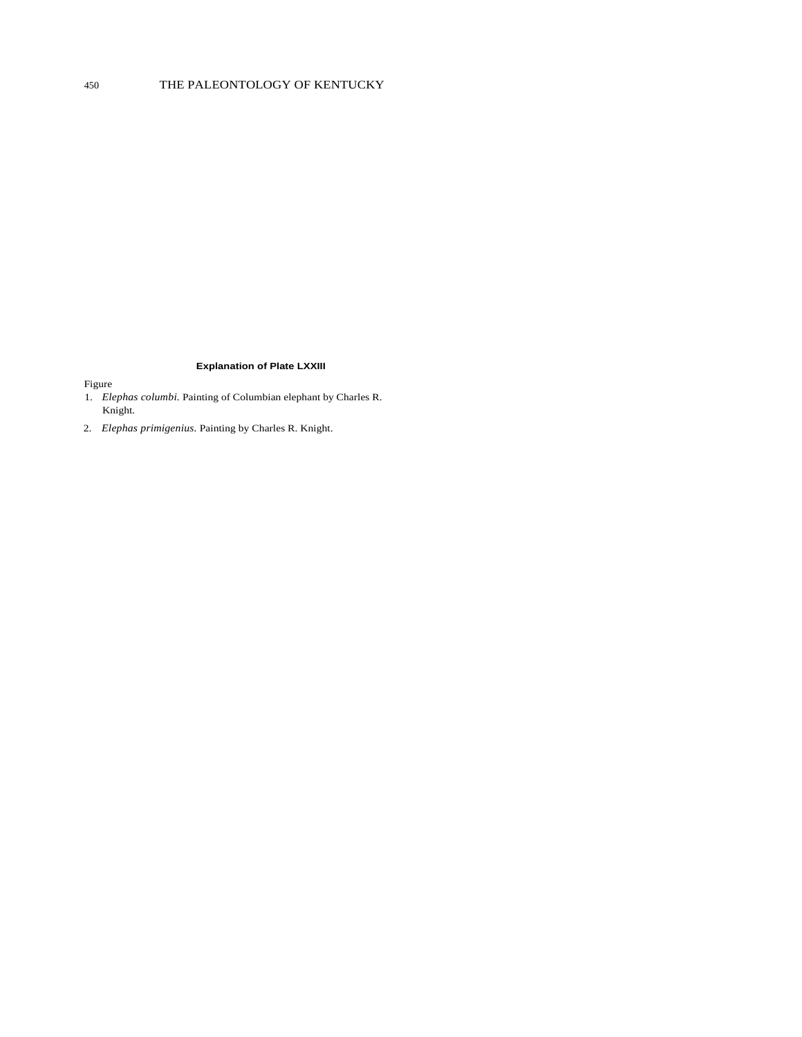**Explanation of Plate LXXIII**

Figure

1. *Elephas columbi.* Painting of Columbian elephant by Charles R. Knight.
2. *Elephas primigenius.* Painting by Charles R. Knight.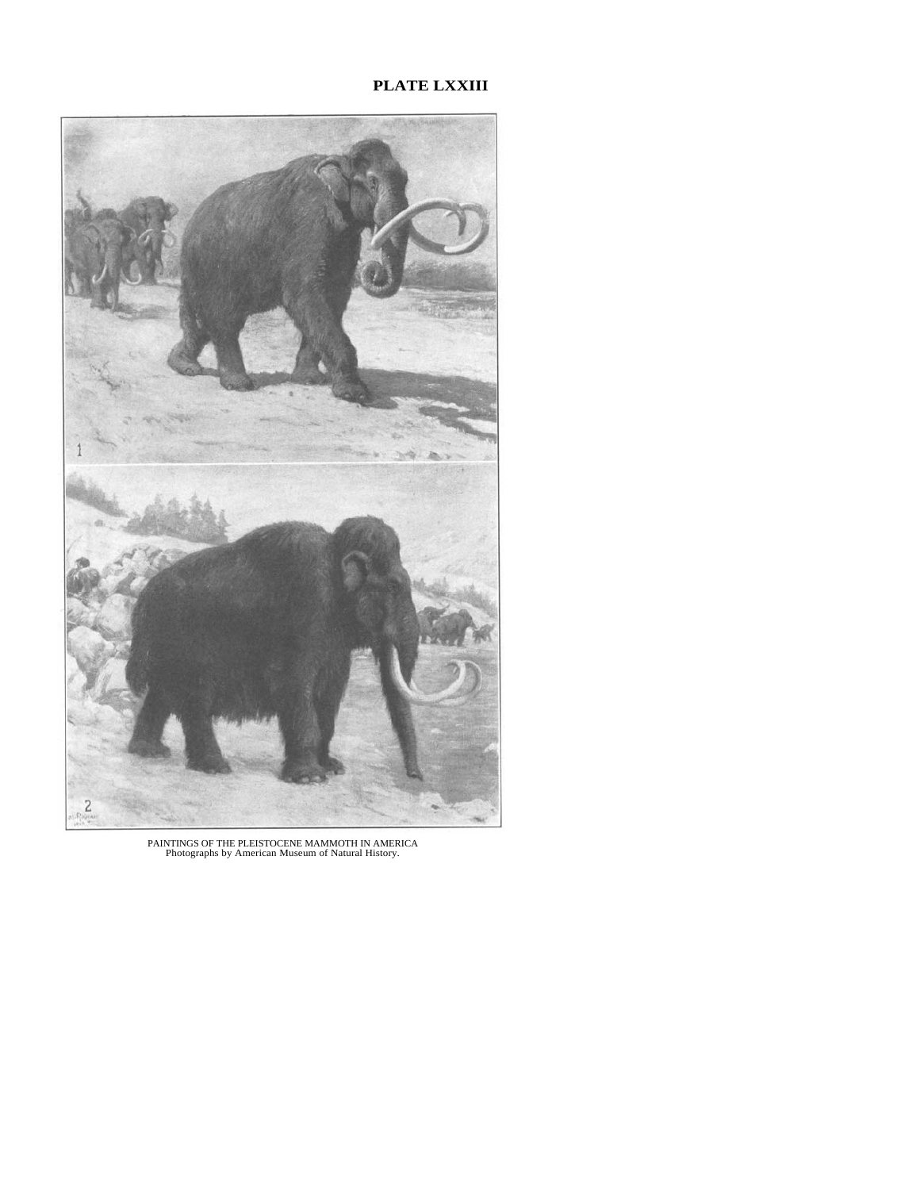**PLATE LXXIII**

PAINTINGS OF THE PLEISTOCENE MAMMOTH IN AMERICA
Photographs by American Museum of Natural History.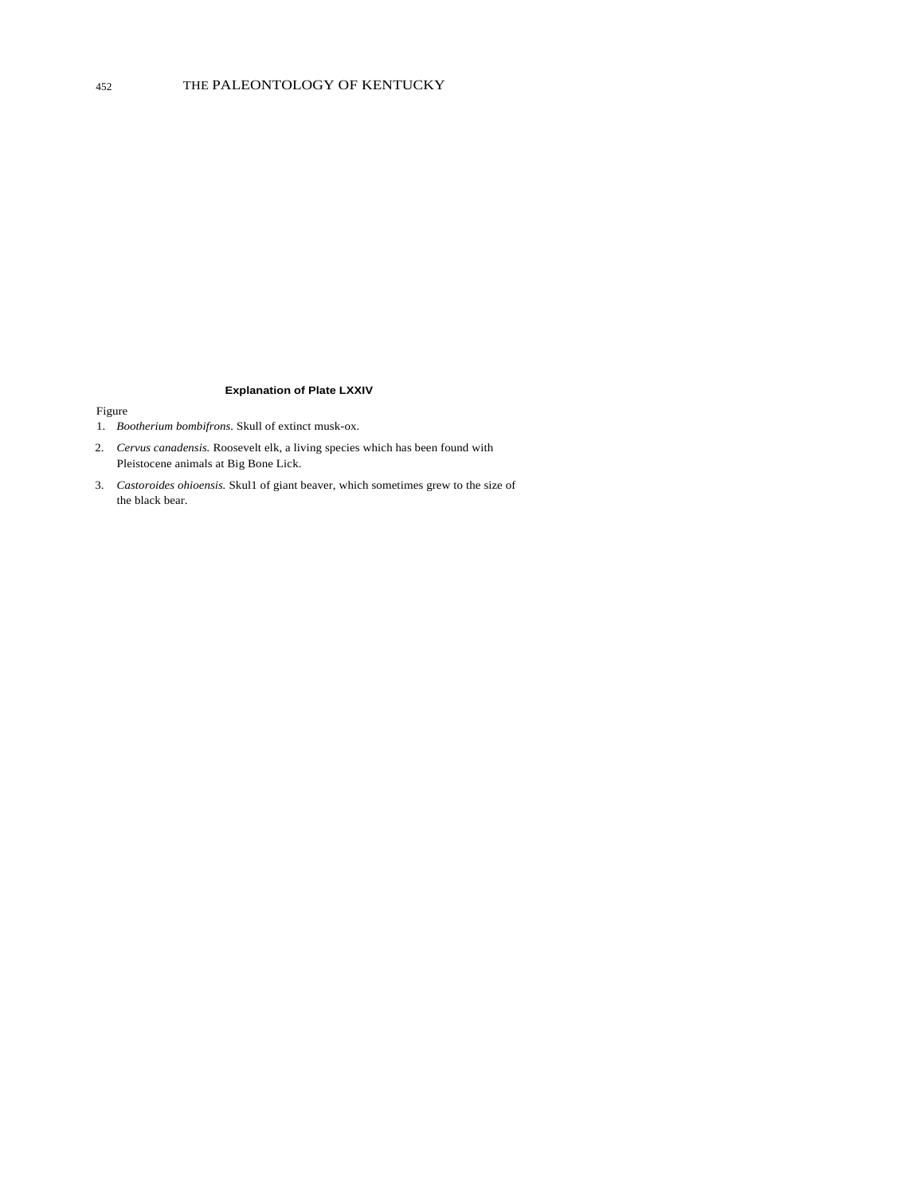### Explanation of Plate LXXIV

Figure

1. *Bootherium bombifrons*. Skull of extinct musk-ox.
2. *Cervus canadensis.* Roosevelt elk, a living species which has been found with Pleistocene animals at Big Bone Lick.
3. *Castoroides ohioensis.* Skul1 of giant beaver, which sometimes grew to the size of the black bear.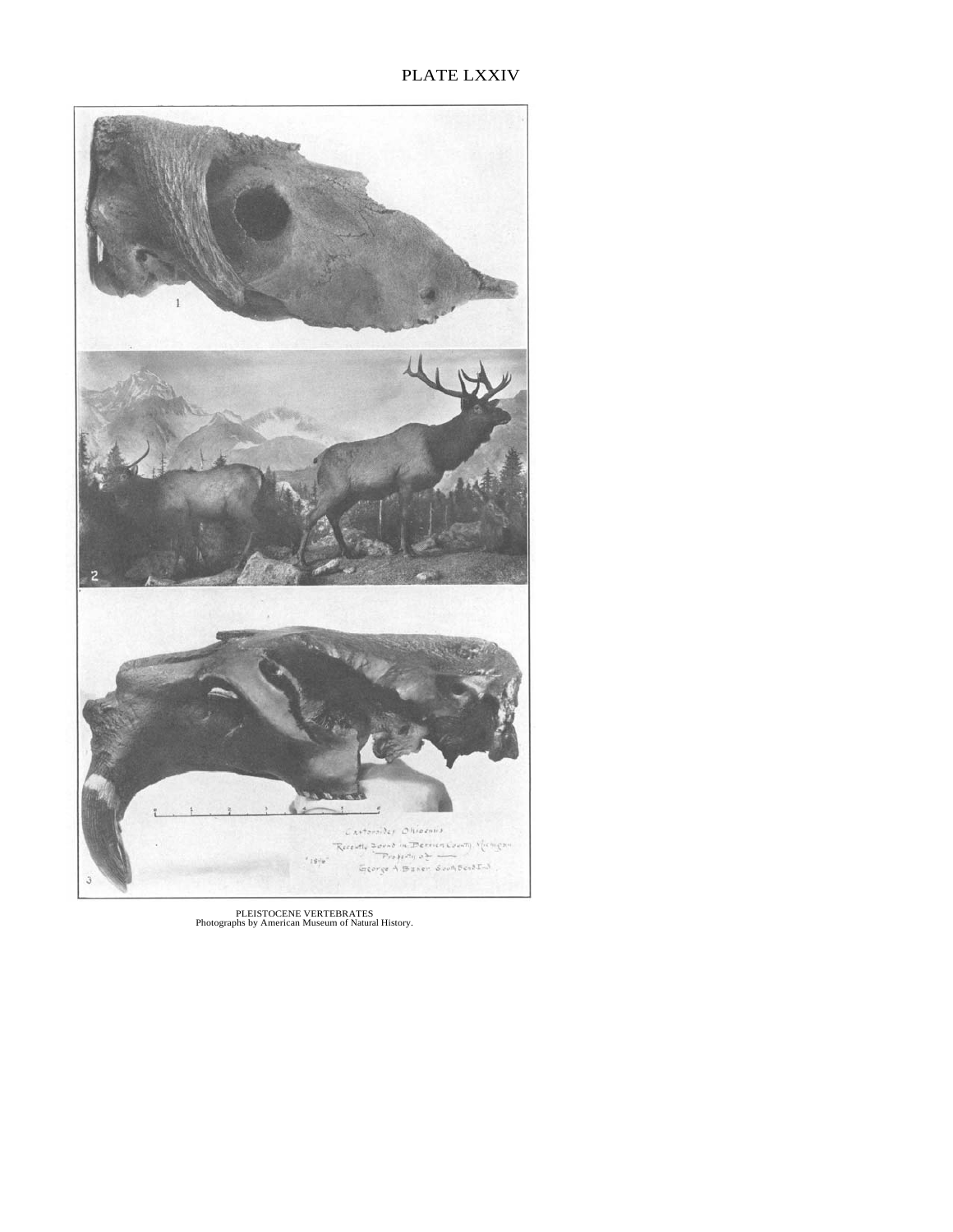PLATE LXXIV

PLEISTOCENE VERTEBRATES
Photographs by American Museum of Natural History.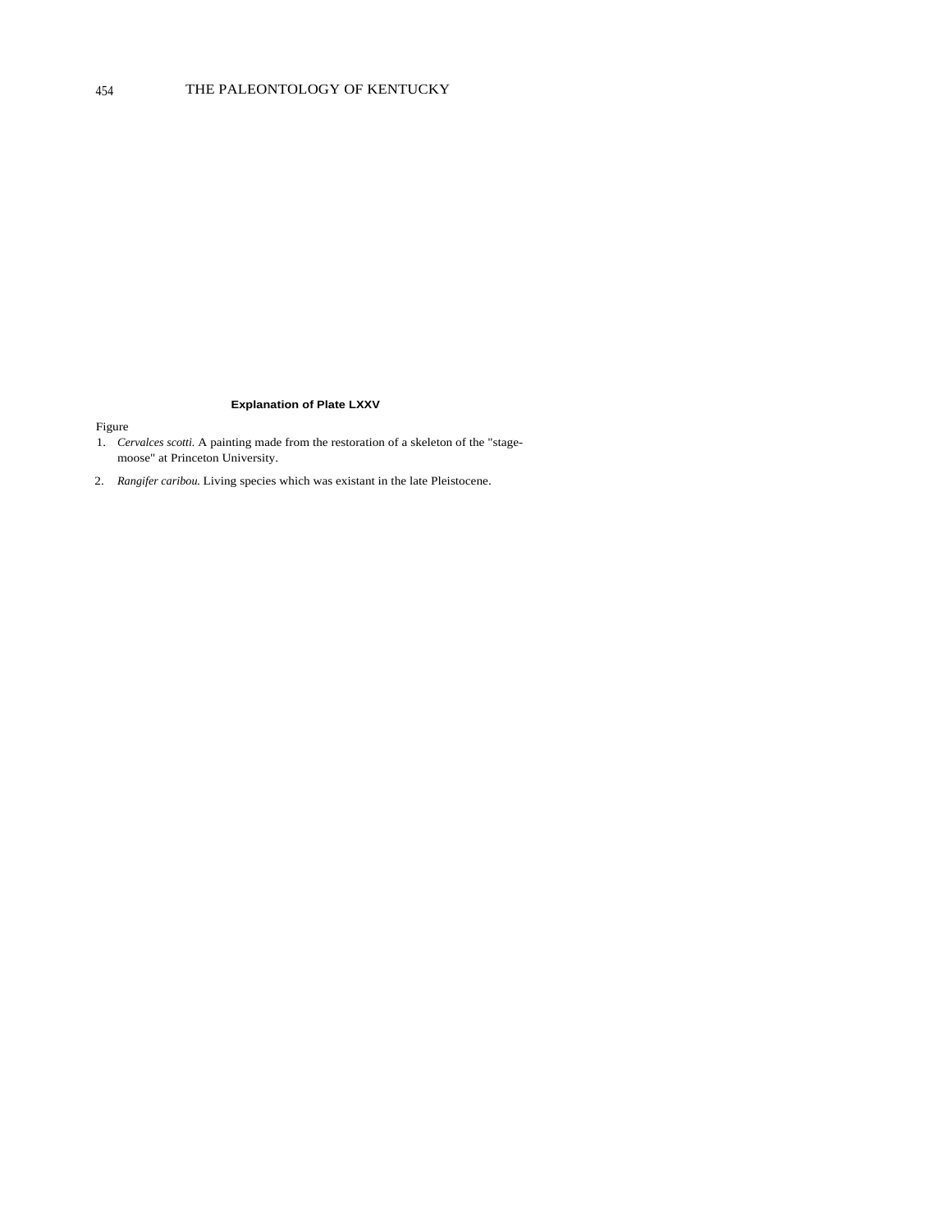**Explanation of Plate LXXV**

Figure

1. *Cervalces scotti.* A painting made from the restoration of a skeleton of the "stage-moose" at Princeton University.
2. *Rangifer caribou.* Living species which was existant in the late Pleistocene.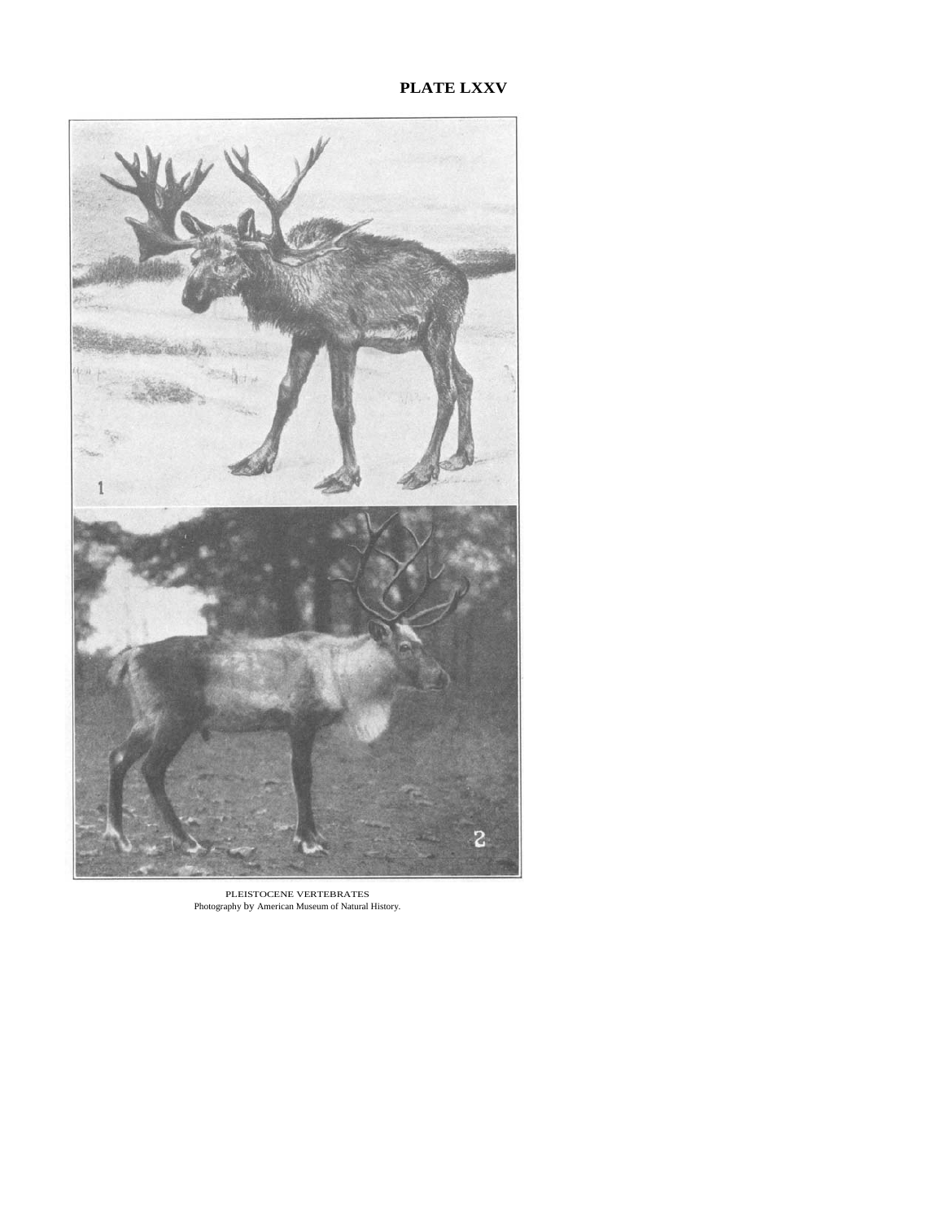# PLATE LXXV

PLEISTOCENE VERTEBRATES
Photography by American Museum of Natural History.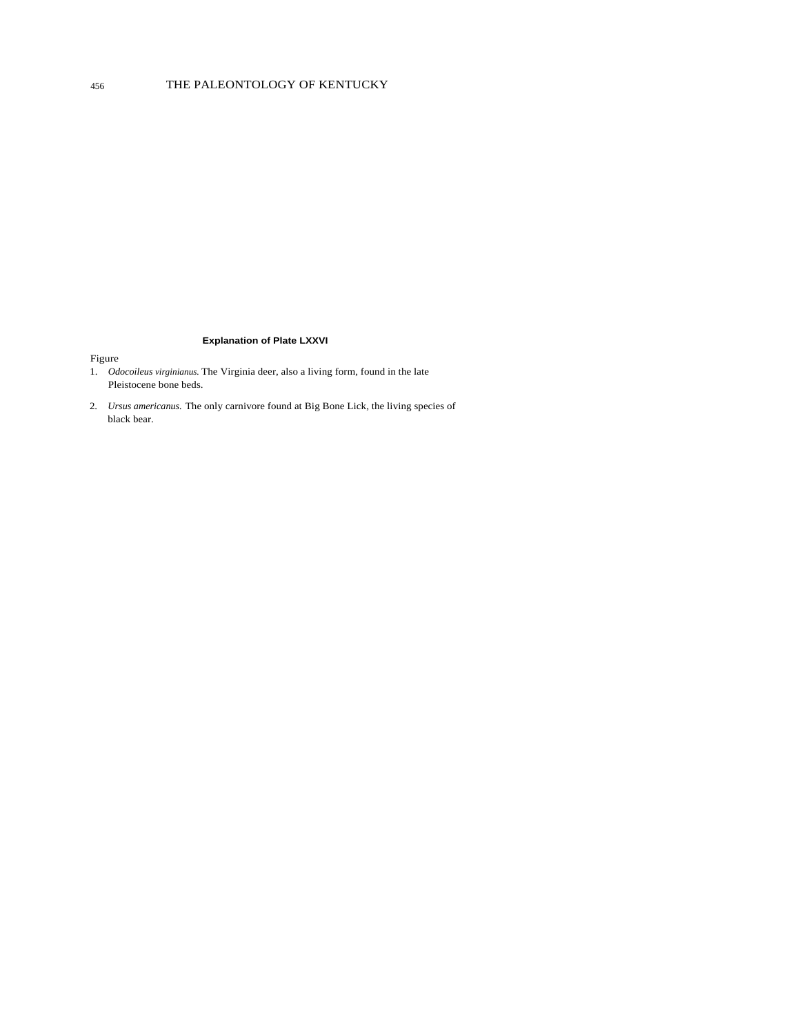### Explanation of Plate LXXVI

Figure

1. *Odocoileus virginianus.* The Virginia deer, also a living form, found in the late Pleistocene bone beds.
2. *Ursus americanus.* The only carnivore found at Big Bone Lick, the living species of black bear.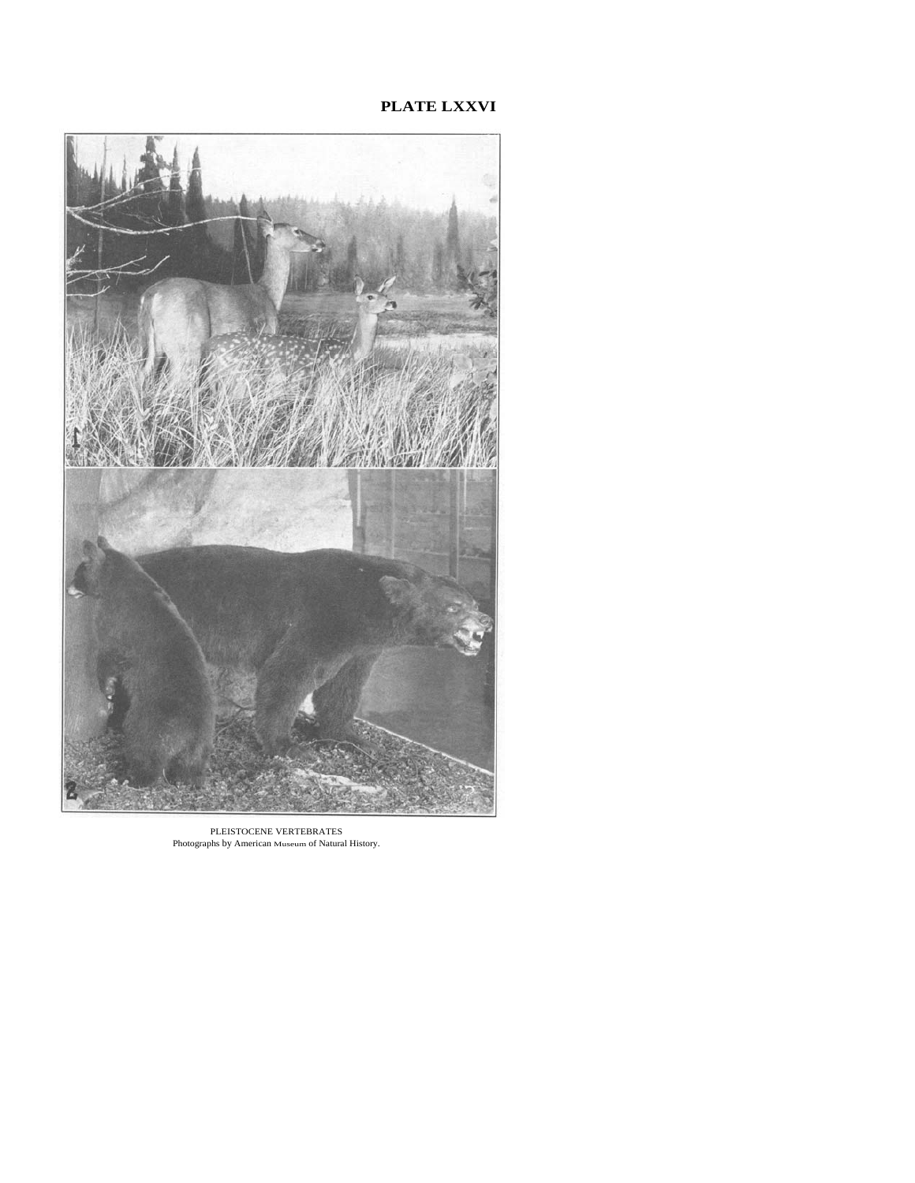**PLATE LXXVI**

PLEISTOCENE VERTEBRATES
Photographs by American Museum of Natural History.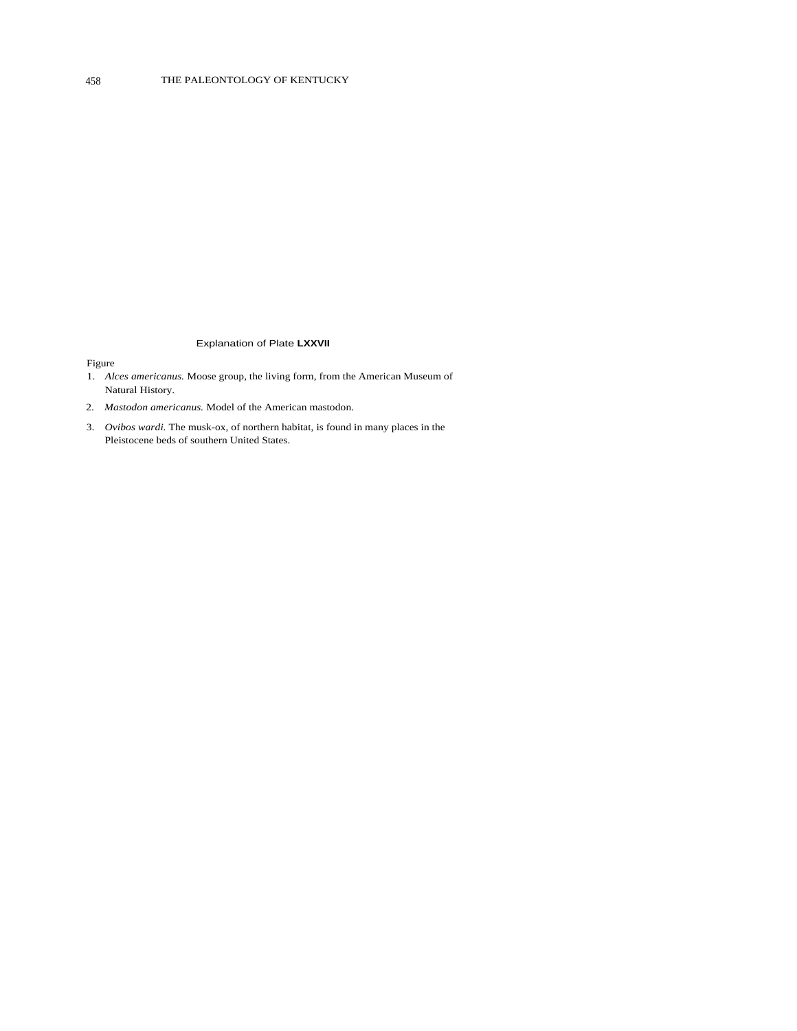## Explanation of Plate LXXVII

Figure

1. *Alces americanus.* Moose group, the living form, from the American Museum of Natural History.
2. *Mastodon americanus.* Model of the American mastodon.
3. *Ovibos wardi.* The musk-ox, of northern habitat, is found in many places in the Pleistocene beds of southern United States.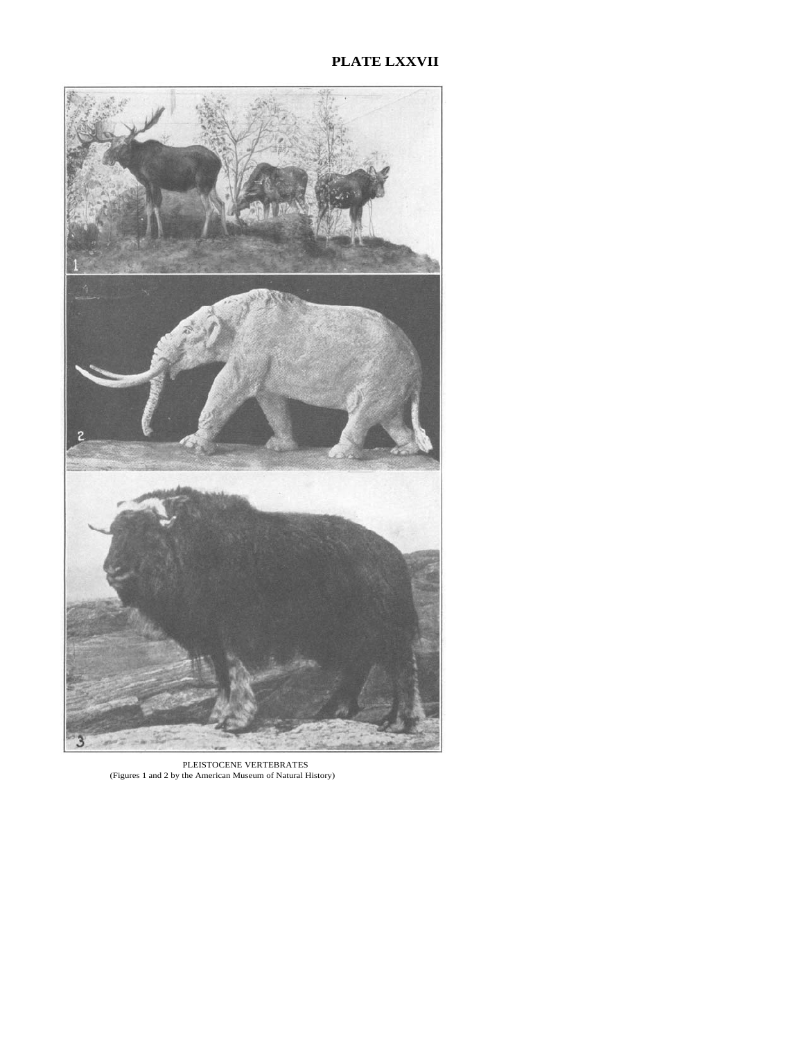# PLATE LXXVII

PLEISTOCENE VERTEBRATES
(Figures 1 and 2 by the American Museum of Natural History)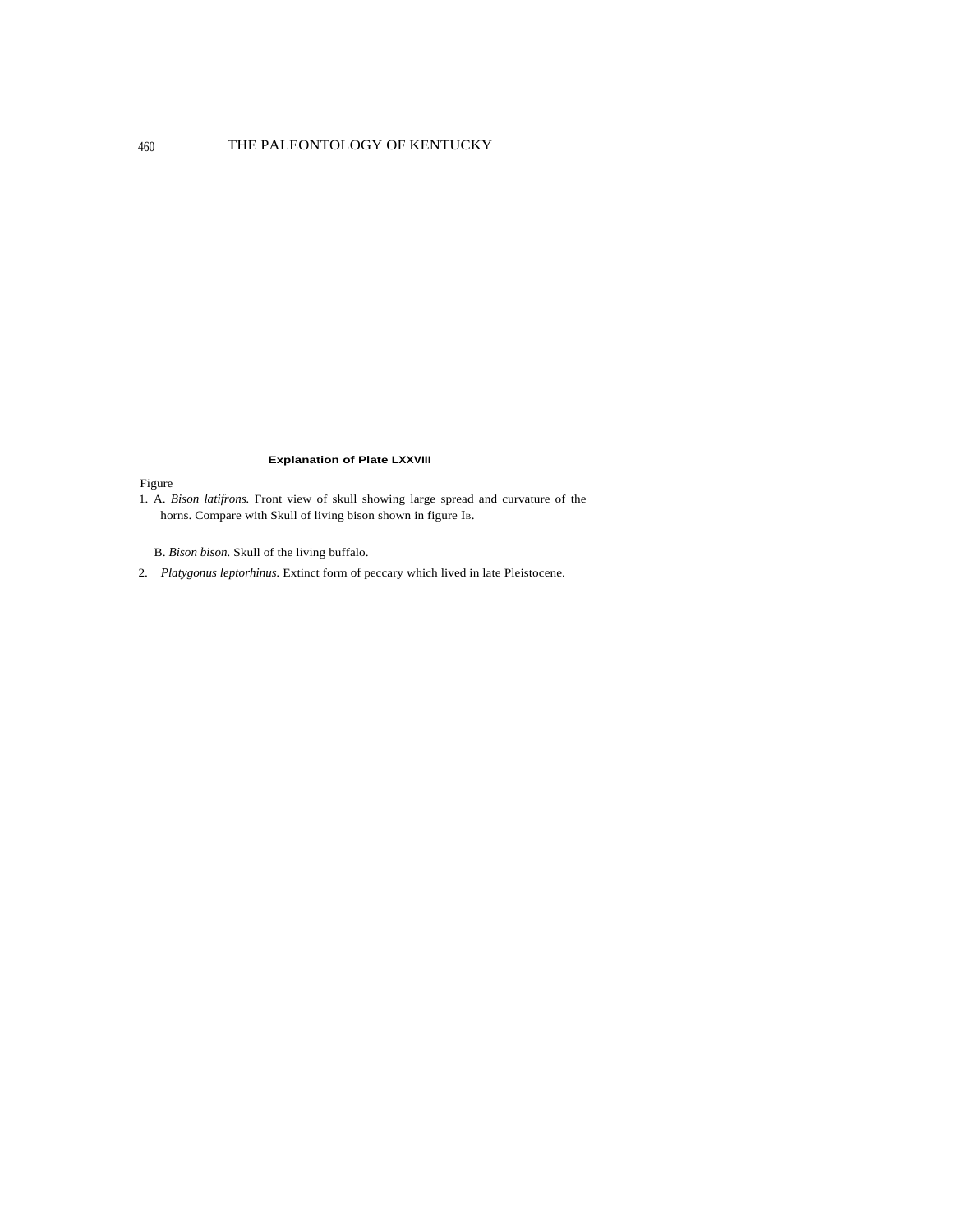**Explanation of Plate LXXVIII**

Figure

1. A. *Bison latifrons.* Front view of skull showing large spread and curvature of the horns. Compare with Skull of living bison shown in figure IB.

   B. *Bison bison.* Skull of the living buffalo.

2. *Platygonus leptorhinus.* Extinct form of peccary which lived in late Pleistocene.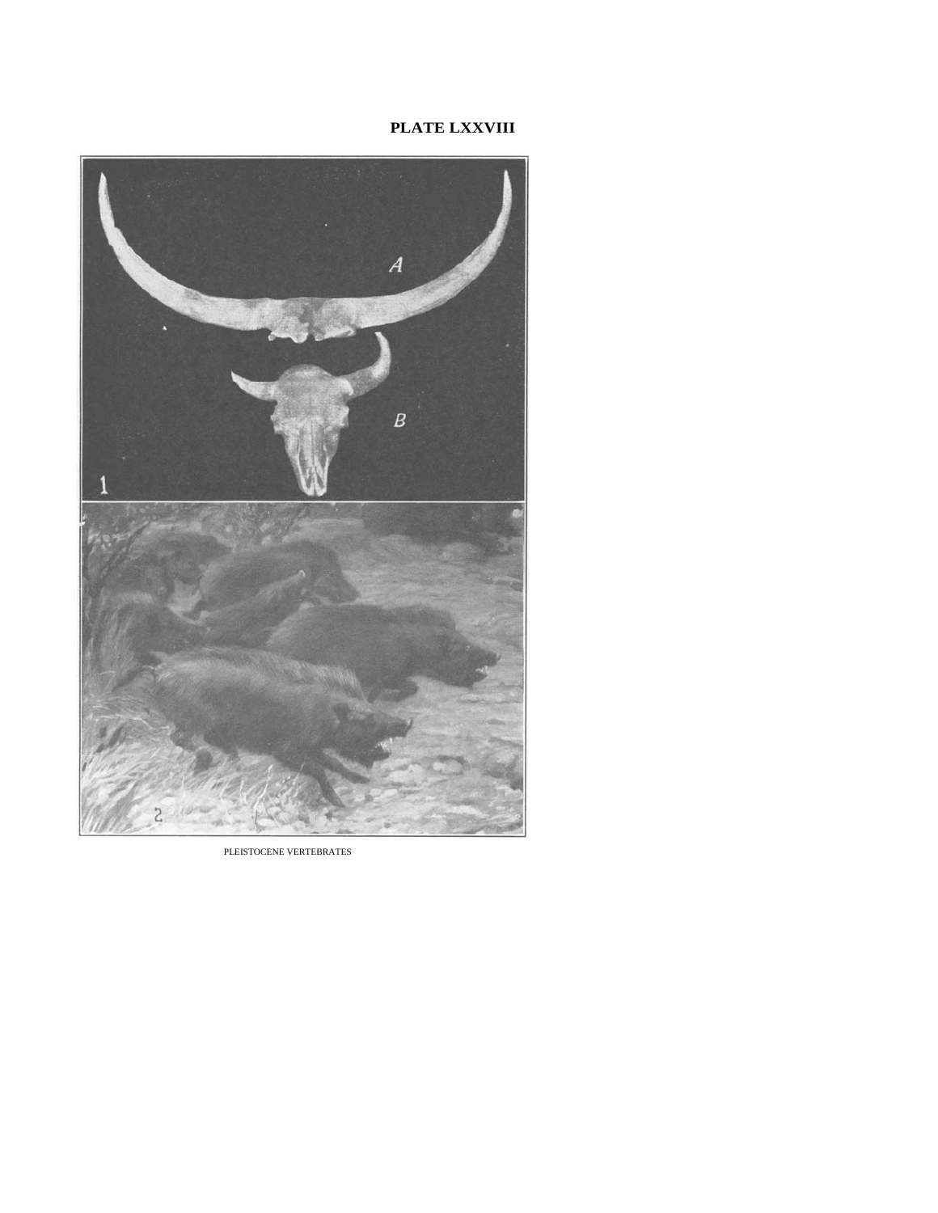PLATE LXXVIII

PLEISTOCENE VERTEBRATES